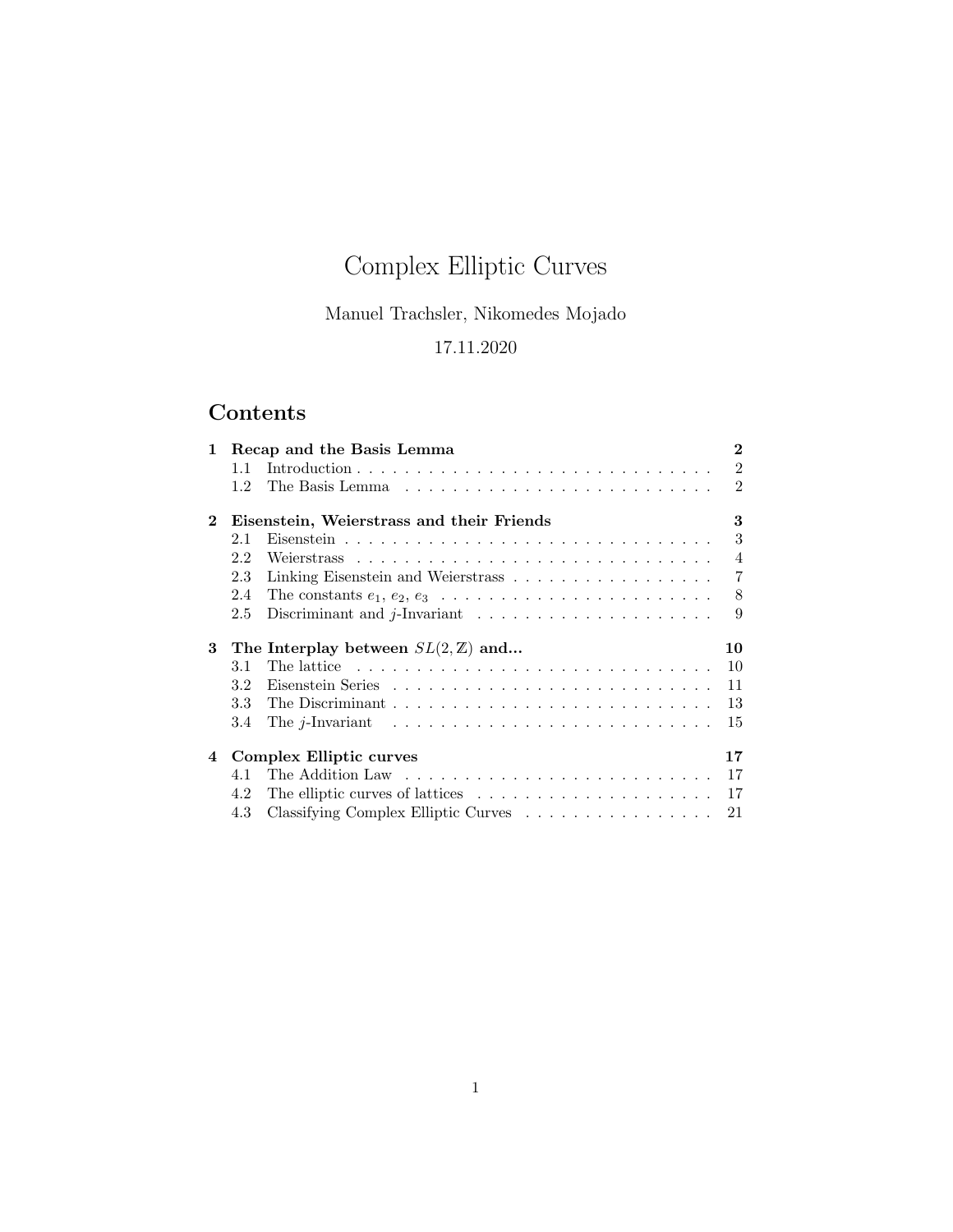# Complex Elliptic Curves

Manuel Trachsler, Nikomedes Mojado

17.11.2020

## Contents

**1 Recap and the Basis Lemma** — **2**
- 1.1 Introduction — 2
- 1.2 The Basis Lemma — 2

**2 Eisenstein, Weierstrass and their Friends** — **3**
- 2.1 Eisenstein — 3
- 2.2 Weierstrass — 4
- 2.3 Linking Eisenstein and Weierstrass — 7
- 2.4 The constants $e_1$, $e_2$, $e_3$ — 8
- 2.5 Discriminant and $j$-Invariant — 9

**3 The Interplay between $SL(2,\mathbb{Z})$ and...** — **10**
- 3.1 The lattice — 10
- 3.2 Eisenstein Series — 11
- 3.3 The Discriminant — 13
- 3.4 The $j$-Invariant — 15

**4 Complex Elliptic curves** — **17**
- 4.1 The Addition Law — 17
- 4.2 The elliptic curves of lattices — 17
- 4.3 Classifying Complex Elliptic Curves — 21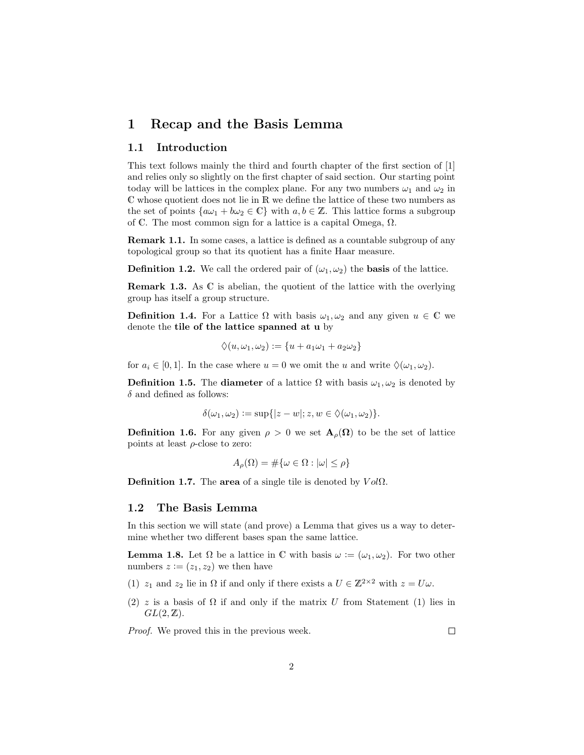# 1 Recap and the Basis Lemma

## 1.1 Introduction

This text follows mainly the third and fourth chapter of the first section of [1] and relies only so slightly on the first chapter of said section. Our starting point today will be lattices in the complex plane. For any two numbers $\omega_1$ and $\omega_2$ in $\mathbb{C}$ whose quotient does not lie in $\mathbb{R}$ we define the lattice of these two numbers as the set of points $\{a\omega_1 + b\omega_2 \in \mathbb{C}\}$ with $a, b \in \mathbb{Z}$. This lattice forms a subgroup of $\mathbb{C}$. The most common sign for a lattice is a capital Omega, $\Omega$.

**Remark 1.1.** In some cases, a lattice is defined as a countable subgroup of any topological group so that its quotient has a finite Haar measure.

**Definition 1.2.** We call the ordered pair of $(\omega_1, \omega_2)$ the **basis** of the lattice.

**Remark 1.3.** As $\mathbb{C}$ is abelian, the quotient of the lattice with the overlying group has itself a group structure.

**Definition 1.4.** For a Lattice $\Omega$ with basis $\omega_1, \omega_2$ and any given $u \in \mathbb{C}$ we denote the **tile of the lattice spanned at u** by

$$\lozenge(u, \omega_1, \omega_2) := \{u + a_1\omega_1 + a_2\omega_2\}$$

for $a_i \in [0, 1]$. In the case where $u = 0$ we omit the $u$ and write $\lozenge(\omega_1, \omega_2)$.

**Definition 1.5.** The **diameter** of a lattice $\Omega$ with basis $\omega_1, \omega_2$ is denoted by $\delta$ and defined as follows:

$$\delta(\omega_1, \omega_2) := \sup\{|z - w|; z, w \in \lozenge(\omega_1, \omega_2)\}.$$

**Definition 1.6.** For any given $\rho > 0$ we set $\mathbf{A}_\rho(\mathbf{\Omega})$ to be the set of lattice points at least $\rho$-close to zero:

$$A_\rho(\Omega) = \#\{\omega \in \Omega : |\omega| \leq \rho\}$$

**Definition 1.7.** The **area** of a single tile is denoted by $Vol\Omega$.

## 1.2 The Basis Lemma

In this section we will state (and prove) a Lemma that gives us a way to determine whether two different bases span the same lattice.

**Lemma 1.8.** Let $\Omega$ be a lattice in $\mathbb{C}$ with basis $\omega := (\omega_1, \omega_2)$. For two other numbers $z := (z_1, z_2)$ we then have

(1) $z_1$ and $z_2$ lie in $\Omega$ if and only if there exists a $U \in \mathbb{Z}^{2\times 2}$ with $z = U\omega$.

(2) $z$ is a basis of $\Omega$ if and only if the matrix $U$ from Statement (1) lies in $GL(2, \mathbb{Z})$.

*Proof.* We proved this in the previous week. ∎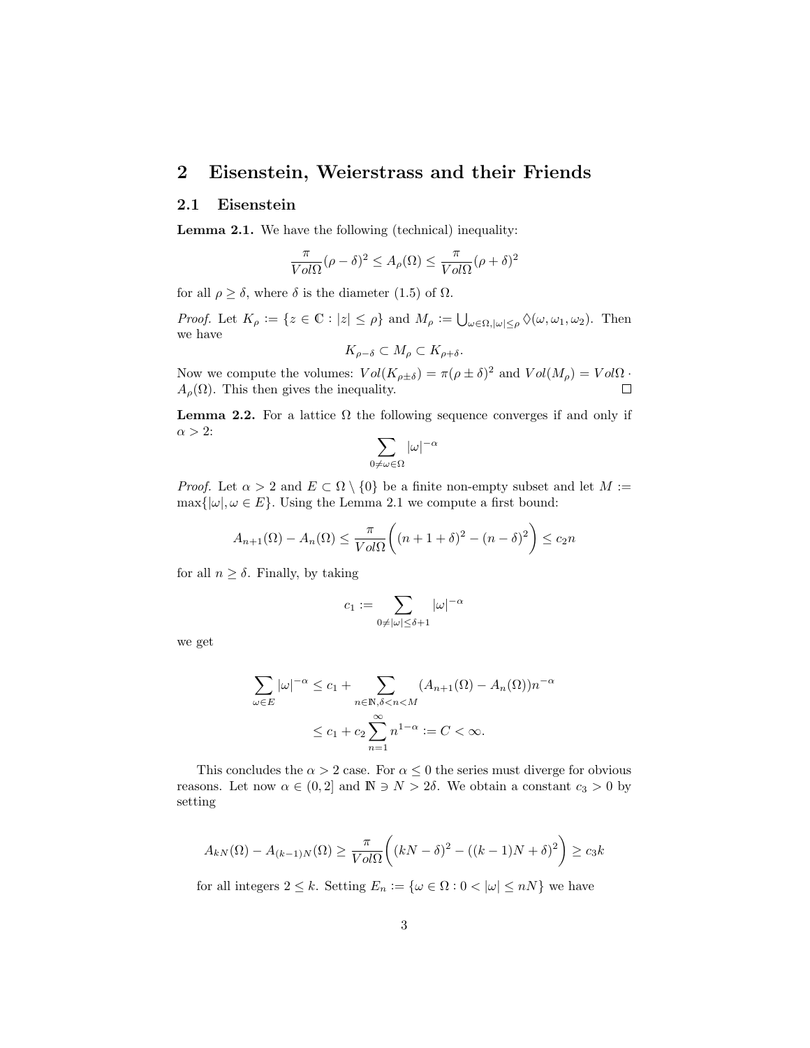## 2 Eisenstein, Weierstrass and their Friends

### 2.1 Eisenstein

**Lemma 2.1.** We have the following (technical) inequality:

$$\frac{\pi}{Vol\Omega}(\rho-\delta)^2 \le A_\rho(\Omega) \le \frac{\pi}{Vol\Omega}(\rho+\delta)^2$$

for all $\rho \ge \delta$, where $\delta$ is the diameter (1.5) of $\Omega$.

*Proof.* Let $K_\rho := \{z \in \mathbb{C} : |z| \le \rho\}$ and $M_\rho := \bigcup_{\omega\in\Omega, |\omega|\le\rho} \lozenge(\omega, \omega_1, \omega_2)$. Then we have

$$K_{\rho-\delta} \subset M_\rho \subset K_{\rho+\delta}.$$

Now we compute the volumes: $Vol(K_{\rho\pm\delta}) = \pi(\rho\pm\delta)^2$ and $Vol(M_\rho) = Vol\Omega \cdot A_\rho(\Omega)$. This then gives the inequality. $\square$

**Lemma 2.2.** For a lattice $\Omega$ the following sequence converges if and only if $\alpha > 2$:

$$\sum_{0\ne\omega\in\Omega} |\omega|^{-\alpha}$$

*Proof.* Let $\alpha > 2$ and $E \subset \Omega \setminus \{0\}$ be a finite non-empty subset and let $M := \max\{|\omega|, \omega \in E\}$. Using the Lemma 2.1 we compute a first bound:

$$A_{n+1}(\Omega) - A_n(\Omega) \le \frac{\pi}{Vol\Omega}\bigg((n+1+\delta)^2 - (n-\delta)^2\bigg) \le c_2 n$$

for all $n \ge \delta$. Finally, by taking

$$c_1 := \sum_{0\ne|\omega|\le\delta+1} |\omega|^{-\alpha}$$

we get

$$\sum_{\omega\in E} |\omega|^{-\alpha} \le c_1 + \sum_{n\in\mathbb{N}, \delta<n<M} (A_{n+1}(\Omega) - A_n(\Omega))n^{-\alpha}$$
$$\le c_1 + c_2 \sum_{n=1}^{\infty} n^{1-\alpha} := C < \infty.$$

This concludes the $\alpha > 2$ case. For $\alpha \le 0$ the series must diverge for obvious reasons. Let now $\alpha \in (0, 2]$ and $\mathbb{N} \ni N > 2\delta$. We obtain a constant $c_3 > 0$ by setting

$$A_{kN}(\Omega) - A_{(k-1)N}(\Omega) \ge \frac{\pi}{Vol\Omega}\bigg((kN-\delta)^2 - ((k-1)N+\delta)^2\bigg) \ge c_3 k$$

for all integers $2 \le k$. Setting $E_n := \{\omega \in \Omega : 0 < |\omega| \le nN\}$ we have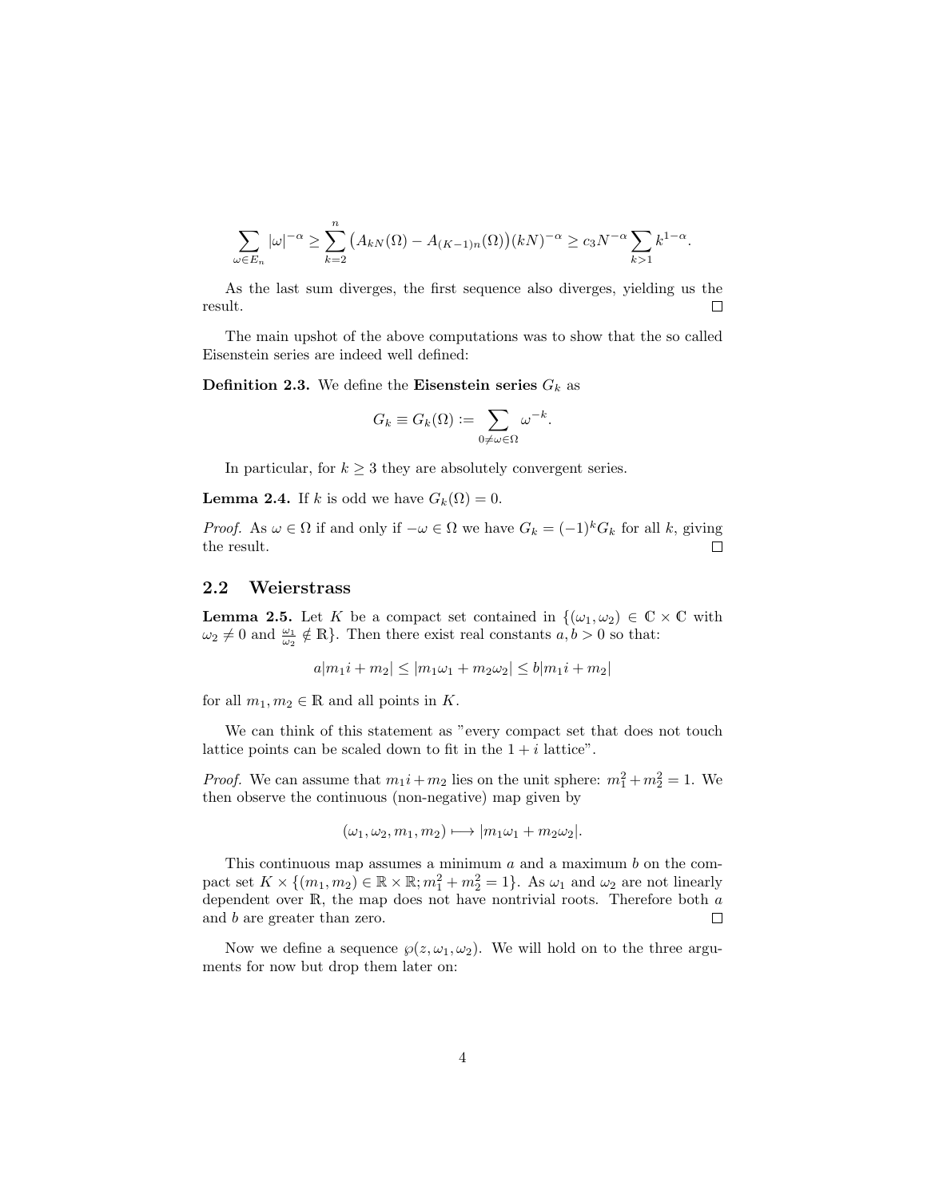$$\sum_{\omega \in E_n} |\omega|^{-\alpha} \geq \sum_{k=2}^{n} \big(A_{kN}(\Omega) - A_{(K-1)n}(\Omega)\big)(kN)^{-\alpha} \geq c_3 N^{-\alpha} \sum_{k>1} k^{1-\alpha}.$$

As the last sum diverges, the first sequence also diverges, yielding us the result. ☐

The main upshot of the above computations was to show that the so called Eisenstein series are indeed well defined:

**Definition 2.3.** We define the **Eisenstein series** $G_k$ as

$$G_k \equiv G_k(\Omega) := \sum_{0 \neq \omega \in \Omega} \omega^{-k}.$$

In particular, for $k \geq 3$ they are absolutely convergent series.

**Lemma 2.4.** If $k$ is odd we have $G_k(\Omega) = 0$.

*Proof.* As $\omega \in \Omega$ if and only if $-\omega \in \Omega$ we have $G_k = (-1)^k G_k$ for all $k$, giving the result. ☐

## 2.2 Weierstrass

**Lemma 2.5.** Let $K$ be a compact set contained in $\{(\omega_1, \omega_2) \in \mathbb{C} \times \mathbb{C}$ with $\omega_2 \neq 0$ and $\frac{\omega_1}{\omega_2} \notin \mathbb{R}\}$. Then there exist real constants $a, b > 0$ so that:

$$a|m_1 i + m_2| \leq |m_1 \omega_1 + m_2 \omega_2| \leq b|m_1 i + m_2|$$

for all $m_1, m_2 \in \mathbb{R}$ and all points in $K$.

We can think of this statement as "every compact set that does not touch lattice points can be scaled down to fit in the $1 + i$ lattice".

*Proof.* We can assume that $m_1 i + m_2$ lies on the unit sphere: $m_1^2 + m_2^2 = 1$. We then observe the continuous (non-negative) map given by

$$(\omega_1, \omega_2, m_1, m_2) \longmapsto |m_1 \omega_1 + m_2 \omega_2|.$$

This continuous map assumes a minimum $a$ and a maximum $b$ on the compact set $K \times \{(m_1, m_2) \in \mathbb{R} \times \mathbb{R}; m_1^2 + m_2^2 = 1\}$. As $\omega_1$ and $\omega_2$ are not linearly dependent over $\mathbb{R}$, the map does not have nontrivial roots. Therefore both $a$ and $b$ are greater than zero. ☐

Now we define a sequence $\wp(z, \omega_1, \omega_2)$. We will hold on to the three arguments for now but drop them later on: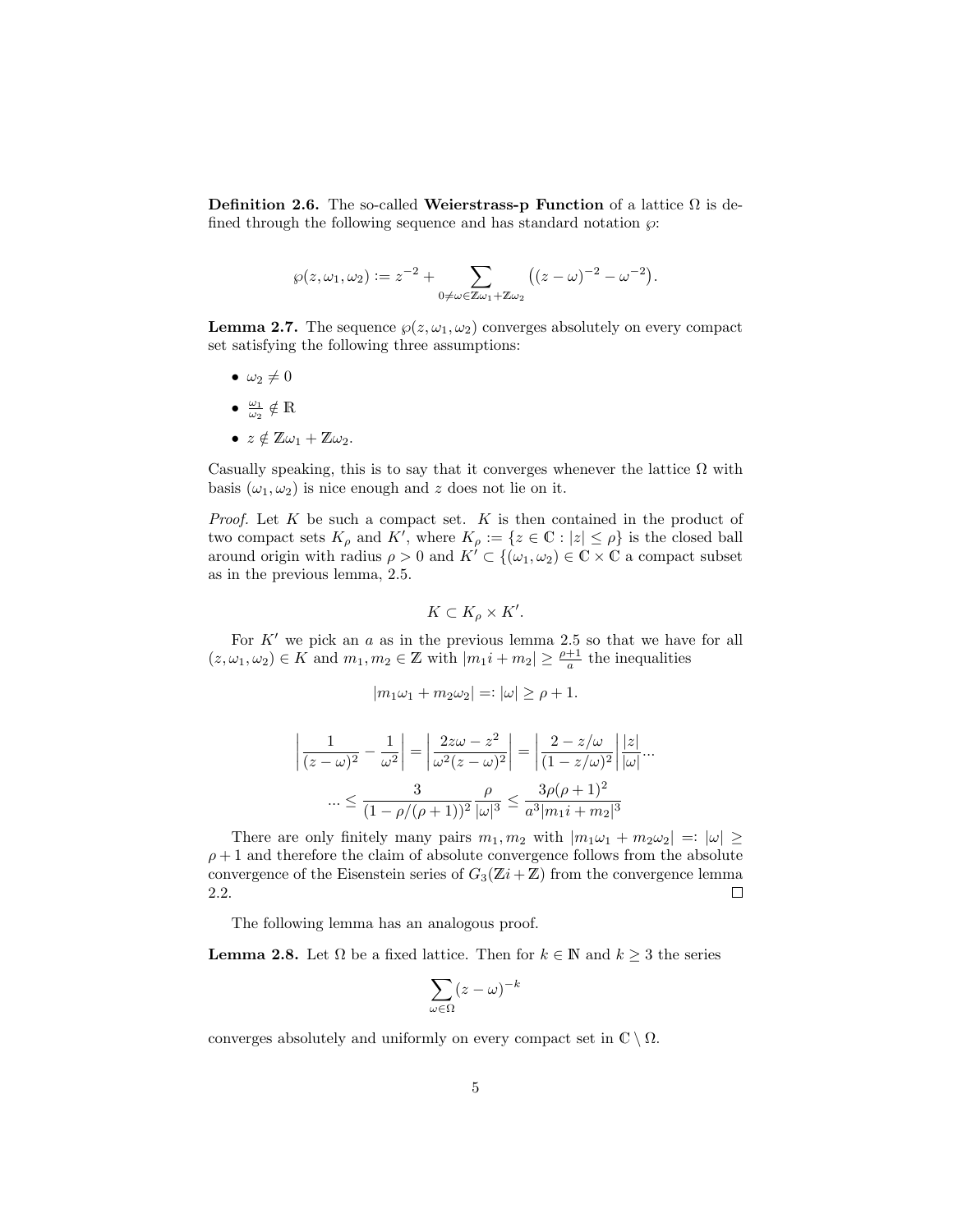**Definition 2.6.** The so-called **Weierstrass-p Function** of a lattice $\Omega$ is defined through the following sequence and has standard notation $\wp$:

$$\wp(z, \omega_1, \omega_2) := z^{-2} + \sum_{0 \neq \omega \in \mathbb{Z}\omega_1 + \mathbb{Z}\omega_2} \big( (z - \omega)^{-2} - \omega^{-2} \big).$$

**Lemma 2.7.** The sequence $\wp(z, \omega_1, \omega_2)$ converges absolutely on every compact set satisfying the following three assumptions:

- $\omega_2 \neq 0$
- $\frac{\omega_1}{\omega_2} \notin \mathbb{R}$
- $z \notin \mathbb{Z}\omega_1 + \mathbb{Z}\omega_2$.

Casually speaking, this is to say that it converges whenever the lattice $\Omega$ with basis $(\omega_1, \omega_2)$ is nice enough and $z$ does not lie on it.

*Proof.* Let $K$ be such a compact set. $K$ is then contained in the product of two compact sets $K_\rho$ and $K'$, where $K_\rho := \{z \in \mathbb{C} : |z| \leq \rho\}$ is the closed ball around origin with radius $\rho > 0$ and $K' \subset \{(\omega_1, \omega_2) \in \mathbb{C} \times \mathbb{C}$ a compact subset as in the previous lemma, 2.5.

$$K \subset K_\rho \times K'.$$

For $K'$ we pick an $a$ as in the previous lemma 2.5 so that we have for all $(z, \omega_1, \omega_2) \in K$ and $m_1, m_2 \in \mathbb{Z}$ with $|m_1 i + m_2| \geq \frac{\rho+1}{a}$ the inequalities

$$|m_1\omega_1 + m_2\omega_2| =: |\omega| \geq \rho + 1.$$

$$\left| \frac{1}{(z-\omega)^2} - \frac{1}{\omega^2} \right| = \left| \frac{2z\omega - z^2}{\omega^2(z-\omega)^2} \right| = \left| \frac{2 - z/\omega}{(1 - z/\omega)^2} \right| \frac{|z|}{|\omega|} ...$$

$$... \leq \frac{3}{(1 - \rho/(\rho+1))^2} \frac{\rho}{|\omega|^3} \leq \frac{3\rho(\rho+1)^2}{a^3 |m_1 i + m_2|^3}$$

There are only finitely many pairs $m_1, m_2$ with $|m_1\omega_1 + m_2\omega_2| =: |\omega| \geq \rho + 1$ and therefore the claim of absolute convergence follows from the absolute convergence of the Eisenstein series of $G_3(\mathbb{Z}i + \mathbb{Z})$ from the convergence lemma 2.2. ☐

The following lemma has an analogous proof.

**Lemma 2.8.** Let $\Omega$ be a fixed lattice. Then for $k \in \mathbb{N}$ and $k \geq 3$ the series

$$\sum_{\omega \in \Omega} (z - \omega)^{-k}$$

converges absolutely and uniformly on every compact set in $\mathbb{C} \setminus \Omega$.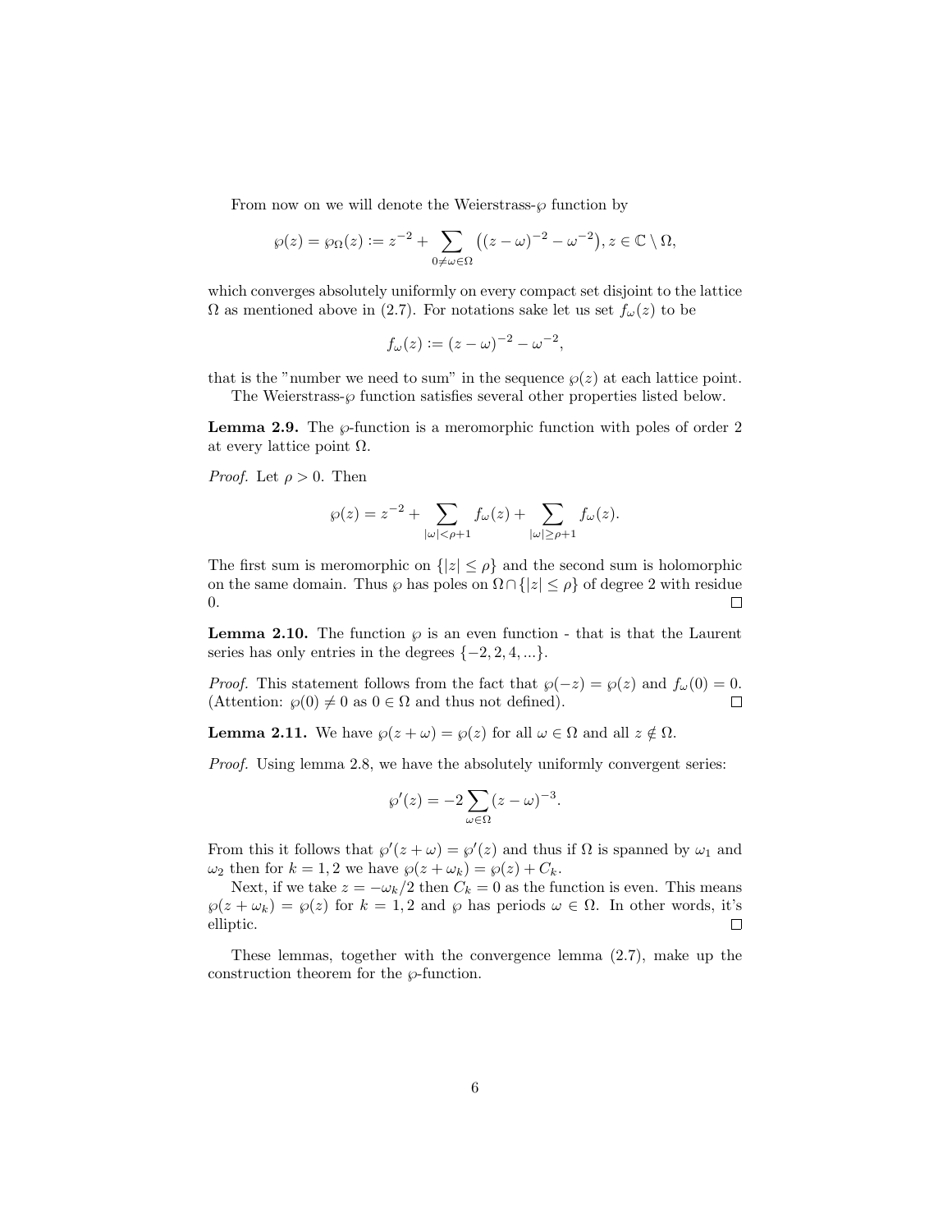From now on we will denote the Weierstrass-$\wp$ function by

$$\wp(z) = \wp_\Omega(z) := z^{-2} + \sum_{0 \neq \omega \in \Omega} \left((z-\omega)^{-2} - \omega^{-2}\right), z \in \mathbb{C} \setminus \Omega,$$

which converges absolutely uniformly on every compact set disjoint to the lattice $\Omega$ as mentioned above in (2.7). For notations sake let us set $f_\omega(z)$ to be

$$f_\omega(z) := (z-\omega)^{-2} - \omega^{-2},$$

that is the "number we need to sum" in the sequence $\wp(z)$ at each lattice point.

The Weierstrass-$\wp$ function satisfies several other properties listed below.

**Lemma 2.9.** The $\wp$-function is a meromorphic function with poles of order 2 at every lattice point $\Omega$.

*Proof.* Let $\rho > 0$. Then

$$\wp(z) = z^{-2} + \sum_{|\omega| < \rho+1} f_\omega(z) + \sum_{|\omega| \geq \rho+1} f_\omega(z).$$

The first sum is meromorphic on $\{|z| \leq \rho\}$ and the second sum is holomorphic on the same domain. Thus $\wp$ has poles on $\Omega \cap \{|z| \leq \rho\}$ of degree 2 with residue 0. $\square$

**Lemma 2.10.** The function $\wp$ is an even function - that is that the Laurent series has only entries in the degrees $\{-2, 2, 4, ...\}$.

*Proof.* This statement follows from the fact that $\wp(-z) = \wp(z)$ and $f_\omega(0) = 0$. (Attention: $\wp(0) \neq 0$ as $0 \in \Omega$ and thus not defined). $\square$

**Lemma 2.11.** We have $\wp(z + \omega) = \wp(z)$ for all $\omega \in \Omega$ and all $z \notin \Omega$.

*Proof.* Using lemma 2.8, we have the absolutely uniformly convergent series:

$$\wp'(z) = -2 \sum_{\omega \in \Omega} (z-\omega)^{-3}.$$

From this it follows that $\wp'(z + \omega) = \wp'(z)$ and thus if $\Omega$ is spanned by $\omega_1$ and $\omega_2$ then for $k = 1, 2$ we have $\wp(z + \omega_k) = \wp(z) + C_k$.

Next, if we take $z = -\omega_k/2$ then $C_k = 0$ as the function is even. This means $\wp(z + \omega_k) = \wp(z)$ for $k = 1, 2$ and $\wp$ has periods $\omega \in \Omega$. In other words, it's elliptic. $\square$

These lemmas, together with the convergence lemma (2.7), make up the construction theorem for the $\wp$-function.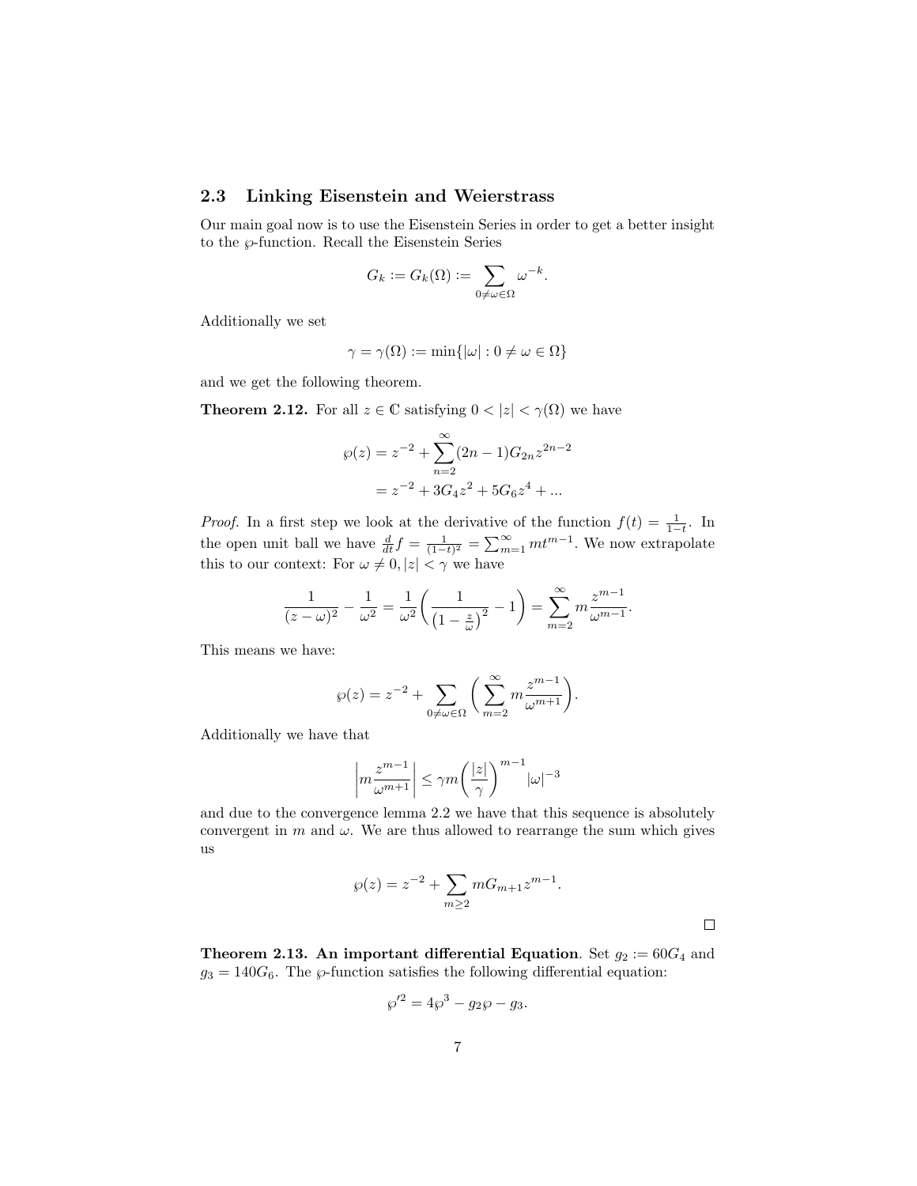### 2.3 Linking Eisenstein and Weierstrass

Our main goal now is to use the Eisenstein Series in order to get a better insight to the $\wp$-function. Recall the Eisenstein Series

$$G_k := G_k(\Omega) := \sum_{0 \neq \omega \in \Omega} \omega^{-k}.$$

Additionally we set

$$\gamma = \gamma(\Omega) := \min\{|\omega| : 0 \neq \omega \in \Omega\}$$

and we get the following theorem.

**Theorem 2.12.** For all $z \in \mathbb{C}$ satisfying $0 < |z| < \gamma(\Omega)$ we have

$$\begin{aligned}
\wp(z) &= z^{-2} + \sum_{n=2}^{\infty} (2n-1) G_{2n} z^{2n-2} \\
&= z^{-2} + 3G_4 z^2 + 5G_6 z^4 + \ldots
\end{aligned}$$

*Proof.* In a first step we look at the derivative of the function $f(t) = \frac{1}{1-t}$. In the open unit ball we have $\frac{d}{dt} f = \frac{1}{(1-t)^2} = \sum_{m=1}^{\infty} m t^{m-1}$. We now extrapolate this to our context: For $\omega \neq 0, |z| < \gamma$ we have

$$\frac{1}{(z-\omega)^2} - \frac{1}{\omega^2} = \frac{1}{\omega^2}\left(\frac{1}{\left(1 - \frac{z}{\omega}\right)^2} - 1\right) = \sum_{m=2}^{\infty} m \frac{z^{m-1}}{\omega^{m-1}}.$$

This means we have:

$$\wp(z) = z^{-2} + \sum_{0 \neq \omega \in \Omega} \left( \sum_{m=2}^{\infty} m \frac{z^{m-1}}{\omega^{m+1}} \right).$$

Additionally we have that

$$\left| m \frac{z^{m-1}}{\omega^{m+1}} \right| \leq \gamma m \left( \frac{|z|}{\gamma} \right)^{m-1} |\omega|^{-3}$$

and due to the convergence lemma 2.2 we have that this sequence is absolutely convergent in $m$ and $\omega$. We are thus allowed to rearrange the sum which gives us

$$\wp(z) = z^{-2} + \sum_{m \geq 2} m G_{m+1} z^{m-1}.$$

□

**Theorem 2.13. An important differential Equation**. Set $g_2 := 60G_4$ and $g_3 = 140G_6$. The $\wp$-function satisfies the following differential equation:

$$\wp'^2 = 4\wp^3 - g_2 \wp - g_3.$$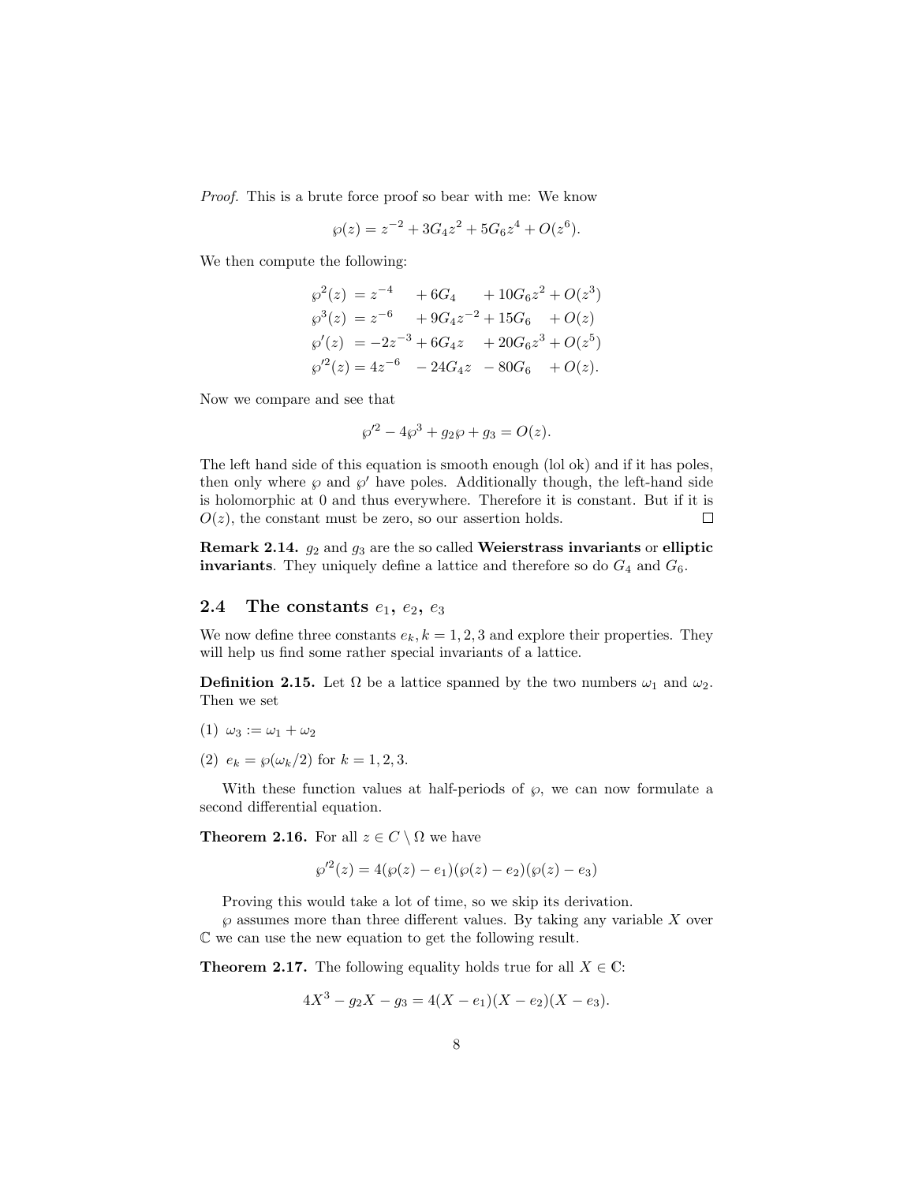*Proof.* This is a brute force proof so bear with me: We know

$$\wp(z) = z^{-2} + 3G_4z^2 + 5G_6z^4 + O(z^6).$$

We then compute the following:

$$\begin{aligned}
\wp^2(z) &= z^{-4} \quad + 6G_4 \quad + 10G_6z^2 + O(z^3) \\
\wp^3(z) &= z^{-6} \quad + 9G_4z^{-2} + 15G_6 \quad + O(z) \\
\wp'(z) &= -2z^{-3} + 6G_4z \quad + 20G_6z^3 + O(z^5) \\
\wp'^2(z) &= 4z^{-6} \quad - 24G_4z \quad - 80G_6 \quad + O(z).
\end{aligned}$$

Now we compare and see that

$$\wp'^2 - 4\wp^3 + g_2\wp + g_3 = O(z).$$

The left hand side of this equation is smooth enough (lol ok) and if it has poles, then only where $\wp$ and $\wp'$ have poles. Additionally though, the left-hand side is holomorphic at 0 and thus everywhere. Therefore it is constant. But if it is $O(z)$, the constant must be zero, so our assertion holds. $\square$

**Remark 2.14.** $g_2$ and $g_3$ are the so called **Weierstrass invariants** or **elliptic invariants**. They uniquely define a lattice and therefore so do $G_4$ and $G_6$.

## 2.4 The constants $e_1$, $e_2$, $e_3$

We now define three constants $e_k, k = 1, 2, 3$ and explore their properties. They will help us find some rather special invariants of a lattice.

**Definition 2.15.** Let $\Omega$ be a lattice spanned by the two numbers $\omega_1$ and $\omega_2$. Then we set

(1) $\omega_3 := \omega_1 + \omega_2$

(2) $e_k = \wp(\omega_k/2)$ for $k = 1, 2, 3$.

With these function values at half-periods of $\wp$, we can now formulate a second differential equation.

**Theorem 2.16.** For all $z \in C \setminus \Omega$ we have

$$\wp'^2(z) = 4(\wp(z) - e_1)(\wp(z) - e_2)(\wp(z) - e_3)$$

Proving this would take a lot of time, so we skip its derivation.

$\wp$ assumes more than three different values. By taking any variable $X$ over $\mathbb{C}$ we can use the new equation to get the following result.

**Theorem 2.17.** The following equality holds true for all $X \in \mathbb{C}$:

$$4X^3 - g_2X - g_3 = 4(X - e_1)(X - e_2)(X - e_3).$$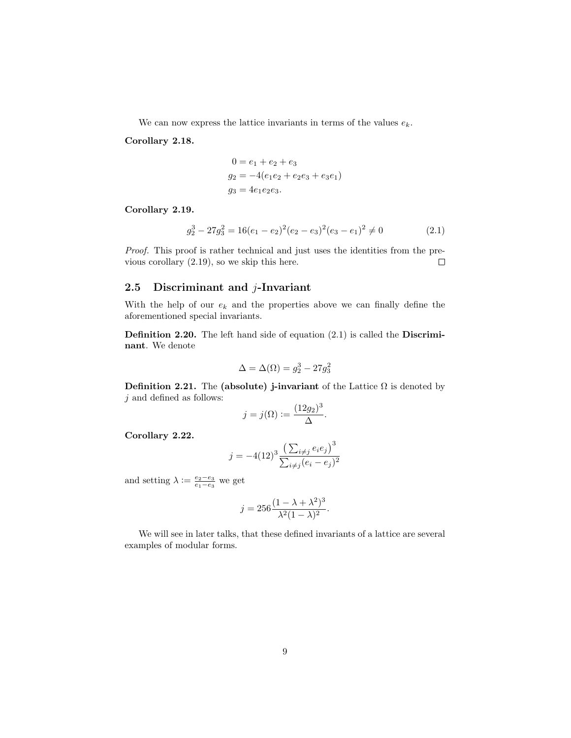We can now express the lattice invariants in terms of the values $e_k$.

**Corollary 2.18.**

$$
\begin{aligned}
0 &= e_1 + e_2 + e_3 \\
g_2 &= -4(e_1e_2 + e_2e_3 + e_3e_1) \\
g_3 &= 4e_1e_2e_3.
\end{aligned}
$$

**Corollary 2.19.**

$$
g_2^3 - 27g_3^2 = 16(e_1 - e_2)^2(e_2 - e_3)^2(e_3 - e_1)^2 \neq 0 \tag{2.1}
$$

*Proof.* This proof is rather technical and just uses the identities from the previous corollary (2.19), so we skip this here. □

## 2.5 Discriminant and $j$-Invariant

With the help of our $e_k$ and the properties above we can finally define the aforementioned special invariants.

**Definition 2.20.** The left hand side of equation (2.1) is called the **Discriminant**. We denote

$$
\Delta = \Delta(\Omega) = g_2^3 - 27g_3^2
$$

**Definition 2.21.** The **(absolute) j-invariant** of the Lattice $\Omega$ is denoted by $j$ and defined as follows:

$$
j = j(\Omega) := \frac{(12g_2)^3}{\Delta}.
$$

**Corollary 2.22.**

$$
j = -4(12)^3 \frac{\left(\sum_{i \neq j} e_i e_j\right)^3}{\sum_{i \neq j}(e_i - e_j)^2}
$$

and setting $\lambda := \frac{e_2 - e_3}{e_1 - e_3}$ we get

$$
j = 256 \frac{(1 - \lambda + \lambda^2)^3}{\lambda^2(1 - \lambda)^2}.
$$

We will see in later talks, that these defined invariants of a lattice are several examples of modular forms.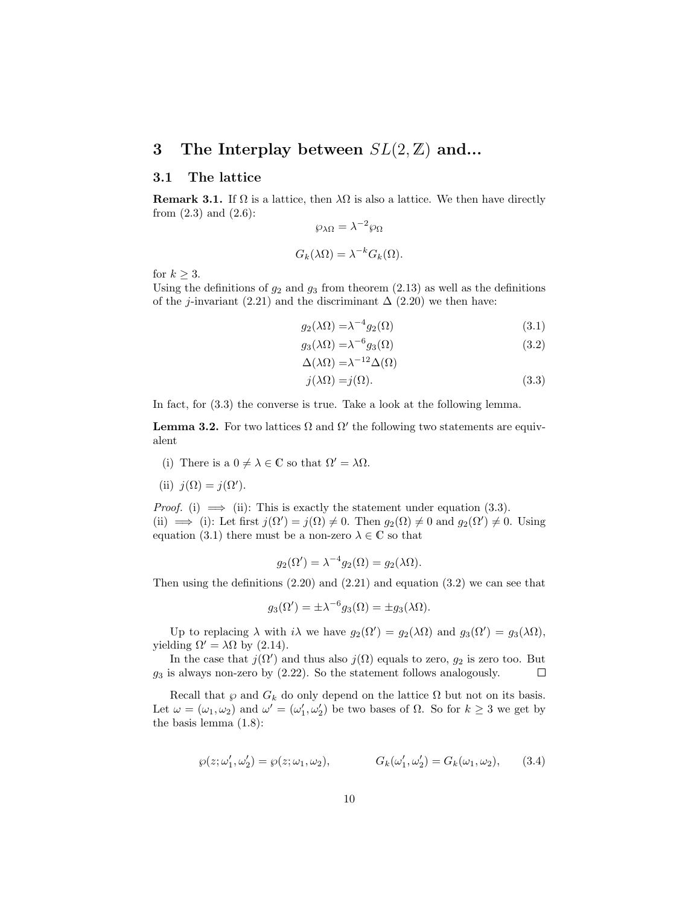# 3 The Interplay between $SL(2,\mathbb{Z})$ and...

## 3.1 The lattice

**Remark 3.1.** If $\Omega$ is a lattice, then $\lambda\Omega$ is also a lattice. We then have directly from (2.3) and (2.6):

$$\wp_{\lambda\Omega} = \lambda^{-2}\wp_{\Omega}$$

$$G_k(\lambda\Omega) = \lambda^{-k}G_k(\Omega).$$

for $k \geq 3$.
Using the definitions of $g_2$ and $g_3$ from theorem (2.13) as well as the definitions of the $j$-invariant (2.21) and the discriminant $\Delta$ (2.20) we then have:

$$g_2(\lambda\Omega) = \lambda^{-4}g_2(\Omega) \tag{3.1}$$

$$g_3(\lambda\Omega) = \lambda^{-6}g_3(\Omega) \tag{3.2}$$

$$\Delta(\lambda\Omega) = \lambda^{-12}\Delta(\Omega)$$

$$j(\lambda\Omega) = j(\Omega). \tag{3.3}$$

In fact, for (3.3) the converse is true. Take a look at the following lemma.

**Lemma 3.2.** For two lattices $\Omega$ and $\Omega'$ the following two statements are equivalent

(i) There is a $0 \neq \lambda \in \mathbb{C}$ so that $\Omega' = \lambda\Omega$.

(ii) $j(\Omega) = j(\Omega')$.

*Proof.* (i) $\implies$ (ii): This is exactly the statement under equation (3.3).
(ii) $\implies$ (i): Let first $j(\Omega') = j(\Omega) \neq 0$. Then $g_2(\Omega) \neq 0$ and $g_2(\Omega') \neq 0$. Using equation (3.1) there must be a non-zero $\lambda \in \mathbb{C}$ so that

$$g_2(\Omega') = \lambda^{-4}g_2(\Omega) = g_2(\lambda\Omega).$$

Then using the definitions (2.20) and (2.21) and equation (3.2) we can see that

$$g_3(\Omega') = \pm\lambda^{-6}g_3(\Omega) = \pm g_3(\lambda\Omega).$$

Up to replacing $\lambda$ with $i\lambda$ we have $g_2(\Omega') = g_2(\lambda\Omega)$ and $g_3(\Omega') = g_3(\lambda\Omega)$, yielding $\Omega' = \lambda\Omega$ by (2.14).

In the case that $j(\Omega')$ and thus also $j(\Omega)$ equals to zero, $g_2$ is zero too. But $g_3$ is always non-zero by (2.22). So the statement follows analogously. $\square$

Recall that $\wp$ and $G_k$ do only depend on the lattice $\Omega$ but not on its basis. Let $\omega = (\omega_1, \omega_2)$ and $\omega' = (\omega'_1, \omega'_2)$ be two bases of $\Omega$. So for $k \geq 3$ we get by the basis lemma (1.8):

$$\wp(z; \omega'_1, \omega'_2) = \wp(z; \omega_1, \omega_2), \qquad G_k(\omega'_1, \omega'_2) = G_k(\omega_1, \omega_2), \tag{3.4}$$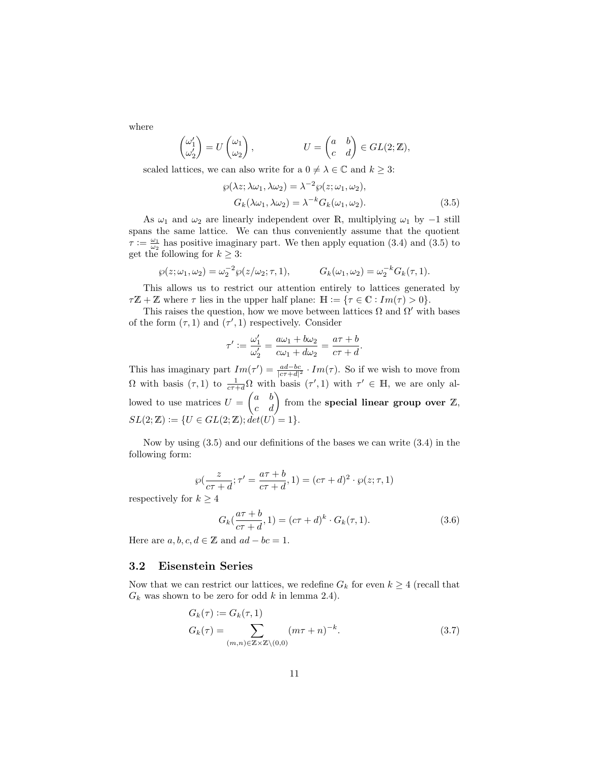where

$$\begin{pmatrix} \omega_1' \\ \omega_2' \end{pmatrix} = U \begin{pmatrix} \omega_1 \\ \omega_2 \end{pmatrix}, \qquad U = \begin{pmatrix} a & b \\ c & d \end{pmatrix} \in GL(2;\mathbb{Z}),$$

scaled lattices, we can also write for a $0 \neq \lambda \in \mathbb{C}$ and $k \geq 3$:

$$\begin{aligned} \wp(\lambda z; \lambda\omega_1, \lambda\omega_2) &= \lambda^{-2}\wp(z;\omega_1,\omega_2), \\ G_k(\lambda\omega_1, \lambda\omega_2) &= \lambda^{-k}G_k(\omega_1,\omega_2). \end{aligned} \tag{3.5}$$

As $\omega_1$ and $\omega_2$ are linearly independent over $\mathbb{R}$, multiplying $\omega_1$ by $-1$ still spans the same lattice. We can thus conveniently assume that the quotient $\tau := \frac{\omega_1}{\omega_2}$ has positive imaginary part. We then apply equation (3.4) and (3.5) to get the following for $k \geq 3$:

$$\wp(z;\omega_1,\omega_2) = \omega_2^{-2}\wp(z/\omega_2;\tau,1), \qquad G_k(\omega_1,\omega_2) = \omega_2^{-k}G_k(\tau,1).$$

This allows us to restrict our attention entirely to lattices generated by $\tau\mathbb{Z} + \mathbb{Z}$ where $\tau$ lies in the upper half plane: $\mathbb{H} := \{\tau \in \mathbb{C} : Im(\tau) > 0\}$.

This raises the question, how we move between lattices $\Omega$ and $\Omega'$ with bases of the form $(\tau, 1)$ and $(\tau', 1)$ respectively. Consider

$$\tau' := \frac{\omega_1'}{\omega_2'} = \frac{a\omega_1 + b\omega_2}{c\omega_1 + d\omega_2} = \frac{a\tau + b}{c\tau + d}.$$

This has imaginary part $Im(\tau') = \frac{ad-bc}{|c\tau+d|^2} \cdot Im(\tau)$. So if we wish to move from $\Omega$ with basis $(\tau, 1)$ to $\frac{1}{c\tau+d}\Omega$ with basis $(\tau', 1)$ with $\tau' \in \mathbb{H}$, we are only allowed to use matrices $U = \begin{pmatrix} a & b \\ c & d \end{pmatrix}$ from the **special linear group over** $\mathbb{Z}$, $SL(2;\mathbb{Z}) := \{U \in GL(2;\mathbb{Z}); det(U) = 1\}$.

Now by using (3.5) and our definitions of the bases we can write (3.4) in the following form:

$$\wp(\frac{z}{c\tau + d}; \tau' = \frac{a\tau + b}{c\tau + d}, 1) = (c\tau + d)^2 \cdot \wp(z;\tau,1)$$

respectively for $k \geq 4$

$$G_k(\frac{a\tau + b}{c\tau + d}, 1) = (c\tau + d)^k \cdot G_k(\tau, 1). \tag{3.6}$$

Here are $a, b, c, d \in \mathbb{Z}$ and $ad - bc = 1$.

## 3.2 Eisenstein Series

Now that we can restrict our lattices, we redefine $G_k$ for even $k \geq 4$ (recall that $G_k$ was shown to be zero for odd $k$ in lemma 2.4).

$$\begin{aligned} G_k(\tau) &:= G_k(\tau, 1) \\ G_k(\tau) &= \sum_{(m,n)\in\mathbb{Z}\times\mathbb{Z}\setminus(0,0)} (m\tau + n)^{-k}. \end{aligned} \tag{3.7}$$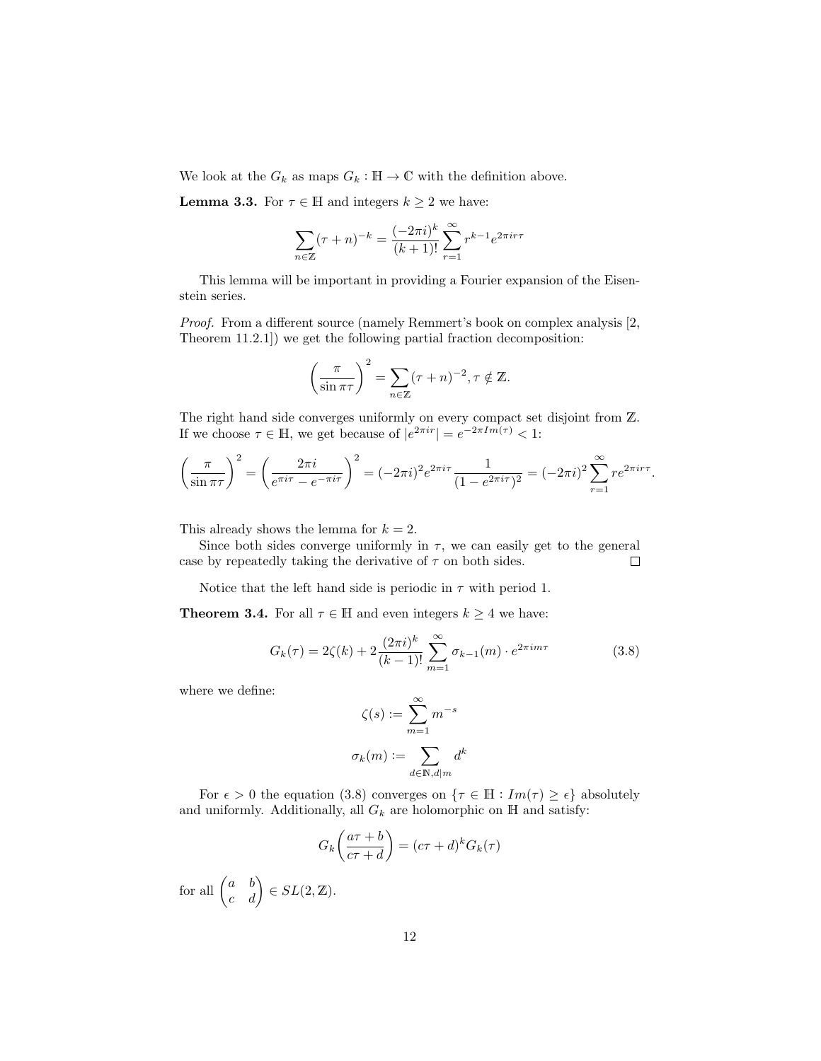We look at the $G_k$ as maps $G_k : \mathbb{H} \to \mathbb{C}$ with the definition above.

**Lemma 3.3.** For $\tau \in \mathbb{H}$ and integers $k \geq 2$ we have:

$$\sum_{n \in \mathbb{Z}} (\tau + n)^{-k} = \frac{(-2\pi i)^k}{(k+1)!} \sum_{r=1}^{\infty} r^{k-1} e^{2\pi i r \tau}$$

This lemma will be important in providing a Fourier expansion of the Eisenstein series.

*Proof.* From a different source (namely Remmert's book on complex analysis [2, Theorem 11.2.1]) we get the following partial fraction decomposition:

$$\left(\frac{\pi}{\sin \pi \tau}\right)^2 = \sum_{n \in \mathbb{Z}} (\tau + n)^{-2}, \tau \notin \mathbb{Z}.$$

The right hand side converges uniformly on every compact set disjoint from $\mathbb{Z}$. If we choose $\tau \in \mathbb{H}$, we get because of $|e^{2\pi i r}| = e^{-2\pi Im(\tau)} < 1$:

$$\left(\frac{\pi}{\sin \pi \tau}\right)^2 = \left(\frac{2\pi i}{e^{\pi i \tau} - e^{-\pi i \tau}}\right)^2 = (-2\pi i)^2 e^{2\pi i \tau} \frac{1}{(1 - e^{2\pi i \tau})^2} = (-2\pi i)^2 \sum_{r=1}^{\infty} r e^{2\pi i r \tau}.$$

This already shows the lemma for $k = 2$.

Since both sides converge uniformly in $\tau$, we can easily get to the general case by repeatedly taking the derivative of $\tau$ on both sides. ∎

Notice that the left hand side is periodic in $\tau$ with period 1.

**Theorem 3.4.** For all $\tau \in \mathbb{H}$ and even integers $k \geq 4$ we have:

$$G_k(\tau) = 2\zeta(k) + 2\frac{(2\pi i)^k}{(k-1)!} \sum_{m=1}^{\infty} \sigma_{k-1}(m) \cdot e^{2\pi i m \tau} \tag{3.8}$$

where we define:

$$\zeta(s) := \sum_{m=1}^{\infty} m^{-s}$$

$$\sigma_k(m) := \sum_{d \in \mathbb{N}, d | m} d^k$$

For $\epsilon > 0$ the equation (3.8) converges on $\{\tau \in \mathbb{H} : Im(\tau) \geq \epsilon\}$ absolutely and uniformly. Additionally, all $G_k$ are holomorphic on $\mathbb{H}$ and satisfy:

$$G_k\left(\frac{a\tau + b}{c\tau + d}\right) = (c\tau + d)^k G_k(\tau)$$

for all $\begin{pmatrix} a & b \\ c & d \end{pmatrix} \in SL(2, \mathbb{Z})$.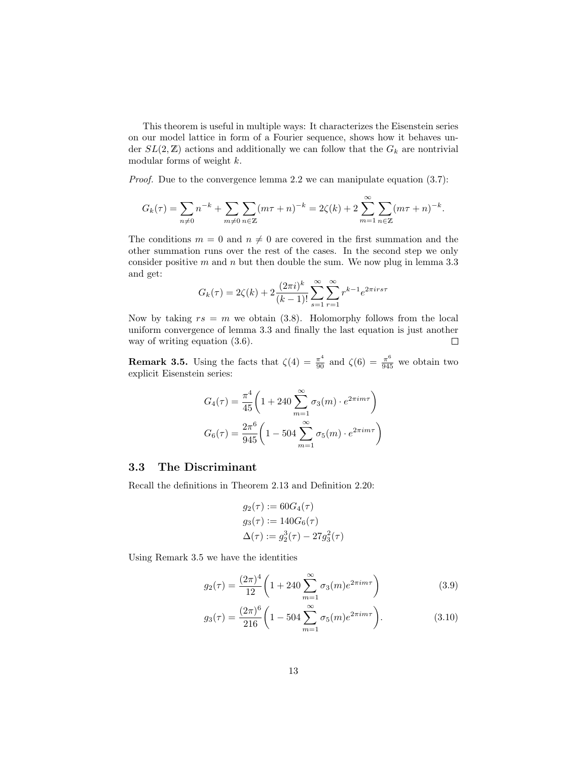This theorem is useful in multiple ways: It characterizes the Eisenstein series on our model lattice in form of a Fourier sequence, shows how it behaves under $SL(2,\mathbb{Z})$ actions and additionally we can follow that the $G_k$ are nontrivial modular forms of weight $k$.

*Proof.* Due to the convergence lemma 2.2 we can manipulate equation (3.7):

$$G_k(\tau) = \sum_{n\neq 0} n^{-k} + \sum_{m\neq 0}\sum_{n\in\mathbb{Z}} (m\tau+n)^{-k} = 2\zeta(k) + 2\sum_{m=1}^{\infty}\sum_{n\in\mathbb{Z}} (m\tau+n)^{-k}.$$

The conditions $m = 0$ and $n \neq 0$ are covered in the first summation and the other summation runs over the rest of the cases. In the second step we only consider positive $m$ and $n$ but then double the sum. We now plug in lemma 3.3 and get:

$$G_k(\tau) = 2\zeta(k) + 2\frac{(2\pi i)^k}{(k-1)!}\sum_{s=1}^{\infty}\sum_{r=1}^{\infty} r^{k-1}e^{2\pi i r s\tau}$$

Now by taking $rs = m$ we obtain (3.8). Holomorphy follows from the local uniform convergence of lemma 3.3 and finally the last equation is just another way of writing equation (3.6). $\square$

**Remark 3.5.** Using the facts that $\zeta(4) = \frac{\pi^4}{90}$ and $\zeta(6) = \frac{\pi^6}{945}$ we obtain two explicit Eisenstein series:

$$G_4(\tau) = \frac{\pi^4}{45}\left(1 + 240\sum_{m=1}^{\infty}\sigma_3(m)\cdot e^{2\pi i m\tau}\right)$$

$$G_6(\tau) = \frac{2\pi^6}{945}\left(1 - 504\sum_{m=1}^{\infty}\sigma_5(m)\cdot e^{2\pi i m\tau}\right)$$

### 3.3 The Discriminant

Recall the definitions in Theorem 2.13 and Definition 2.20:

$$g_2(\tau) := 60G_4(\tau)$$
$$g_3(\tau) := 140G_6(\tau)$$
$$\Delta(\tau) := g_2^3(\tau) - 27g_3^2(\tau)$$

Using Remark 3.5 we have the identities

$$g_2(\tau) = \frac{(2\pi)^4}{12}\left(1 + 240\sum_{m=1}^{\infty}\sigma_3(m)e^{2\pi i m\tau}\right) \tag{3.9}$$

$$g_3(\tau) = \frac{(2\pi)^6}{216}\left(1 - 504\sum_{m=1}^{\infty}\sigma_5(m)e^{2\pi i m\tau}\right). \tag{3.10}$$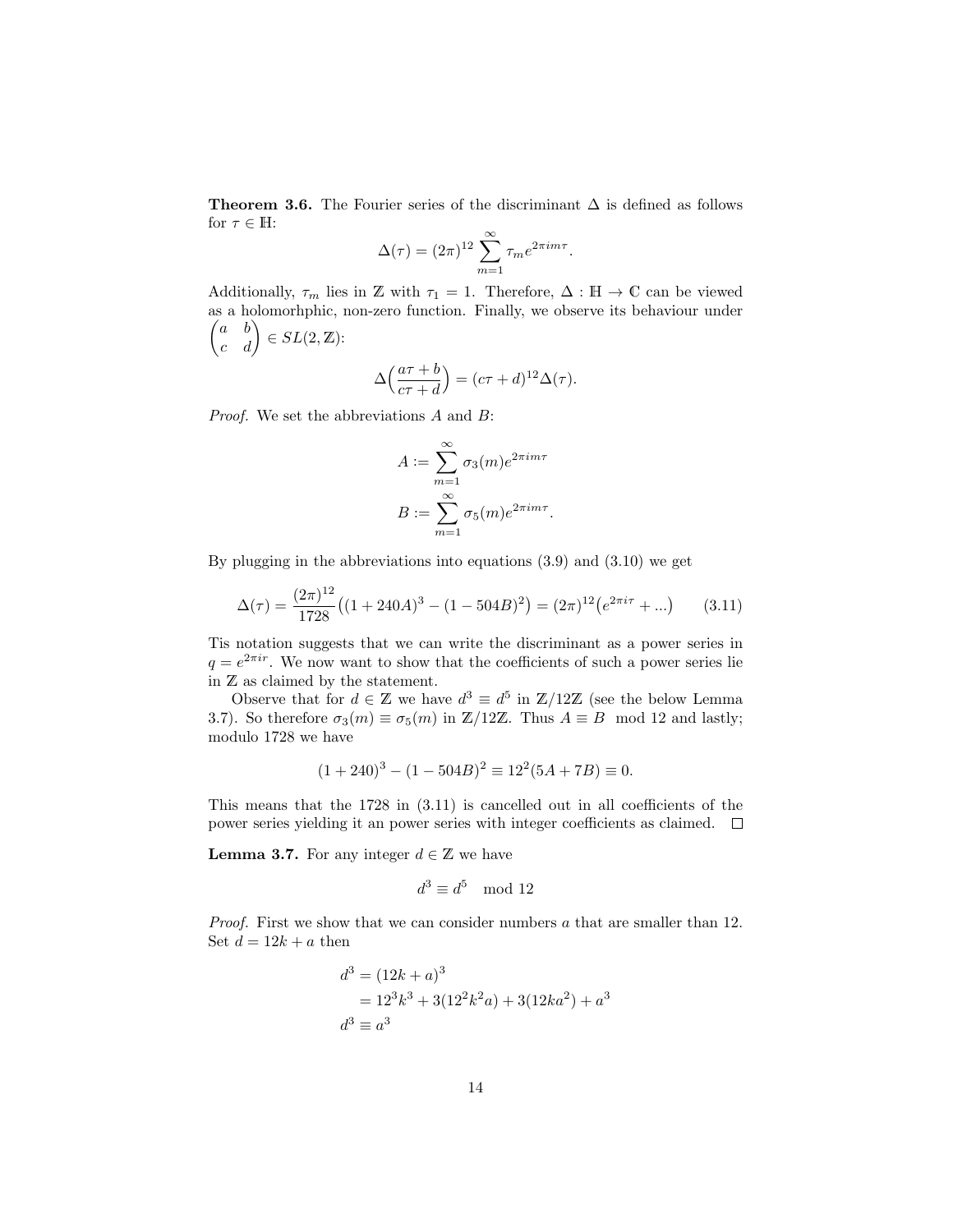**Theorem 3.6.** The Fourier series of the discriminant $\Delta$ is defined as follows for $\tau \in \mathbb{H}$:

$$\Delta(\tau) = (2\pi)^{12} \sum_{m=1}^{\infty} \tau_m e^{2\pi i m \tau}.$$

Additionally, $\tau_m$ lies in $\mathbb{Z}$ with $\tau_1 = 1$. Therefore, $\Delta : \mathbb{H} \to \mathbb{C}$ can be viewed as a holomorhphic, non-zero function. Finally, we observe its behaviour under $\begin{pmatrix} a & b \\ c & d \end{pmatrix} \in SL(2, \mathbb{Z})$:

$$\Delta\Big(\frac{a\tau + b}{c\tau + d}\Big) = (c\tau + d)^{12} \Delta(\tau).$$

*Proof.* We set the abbreviations $A$ and $B$:

$$A := \sum_{m=1}^{\infty} \sigma_3(m) e^{2\pi i m \tau}$$
$$B := \sum_{m=1}^{\infty} \sigma_5(m) e^{2\pi i m \tau}.$$

By plugging in the abbreviations into equations (3.9) and (3.10) we get

$$\Delta(\tau) = \frac{(2\pi)^{12}}{1728}\big((1 + 240A)^3 - (1 - 504B)^2\big) = (2\pi)^{12}\big(e^{2\pi i \tau} + ...\big) \qquad (3.11)$$

Tis notation suggests that we can write the discriminant as a power series in $q = e^{2\pi i r}$. We now want to show that the coefficients of such a power series lie in $\mathbb{Z}$ as claimed by the statement.

Observe that for $d \in \mathbb{Z}$ we have $d^3 \equiv d^5$ in $\mathbb{Z}/12\mathbb{Z}$ (see the below Lemma 3.7). So therefore $\sigma_3(m) \equiv \sigma_5(m)$ in $\mathbb{Z}/12\mathbb{Z}$. Thus $A \equiv B \mod 12$ and lastly; modulo 1728 we have

$$(1 + 240)^3 - (1 - 504B)^2 \equiv 12^2(5A + 7B) \equiv 0.$$

This means that the 1728 in (3.11) is cancelled out in all coefficients of the power series yielding it an power series with integer coefficients as claimed. $\square$

**Lemma 3.7.** For any integer $d \in \mathbb{Z}$ we have

$$d^3 \equiv d^5 \mod 12$$

*Proof.* First we show that we can consider numbers $a$ that are smaller than 12. Set $d = 12k + a$ then

$$\begin{aligned} d^3 &= (12k + a)^3 \\ &= 12^3 k^3 + 3(12^2 k^2 a) + 3(12ka^2) + a^3 \\ d^3 &\equiv a^3 \end{aligned}$$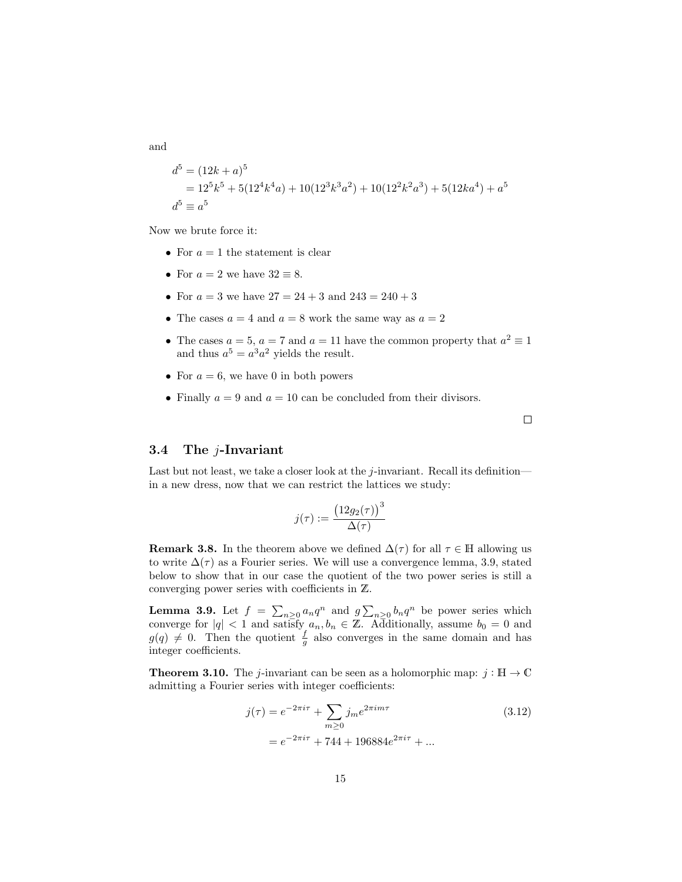and

$$
\begin{aligned}
d^5 &= (12k+a)^5 \\
&= 12^5k^5 + 5(12^4k^4a) + 10(12^3k^3a^2) + 10(12^2k^2a^3) + 5(12ka^4) + a^5 \\
d^5 &\equiv a^5
\end{aligned}
$$

Now we brute force it:

- For $a = 1$ the statement is clear
- For $a = 2$ we have $32 \equiv 8$.
- For $a = 3$ we have $27 = 24 + 3$ and $243 = 240 + 3$
- The cases $a = 4$ and $a = 8$ work the same way as $a = 2$
- The cases $a = 5$, $a = 7$ and $a = 11$ have the common property that $a^2 \equiv 1$ and thus $a^5 = a^3a^2$ yields the result.
- For $a = 6$, we have 0 in both powers
- Finally $a = 9$ and $a = 10$ can be concluded from their divisors.

□

## 3.4 The $j$-Invariant

Last but not least, we take a closer look at the $j$-invariant. Recall its definition—in a new dress, now that we can restrict the lattices we study:

$$
j(\tau) := \frac{\left(12g_2(\tau)\right)^3}{\Delta(\tau)}
$$

**Remark 3.8.** In the theorem above we defined $\Delta(\tau)$ for all $\tau \in \mathbb{H}$ allowing us to write $\Delta(\tau)$ as a Fourier series. We will use a convergence lemma, 3.9, stated below to show that in our case the quotient of the two power series is still a converging power series with coefficients in $\mathbb{Z}$.

**Lemma 3.9.** Let $f = \sum_{n\geq 0} a_nq^n$ and $g\sum_{n\geq 0} b_nq^n$ be power series which converge for $|q| < 1$ and satisfy $a_n, b_n \in \mathbb{Z}$. Additionally, assume $b_0 = 0$ and $g(q) \neq 0$. Then the quotient $\frac{f}{g}$ also converges in the same domain and has integer coefficients.

**Theorem 3.10.** The $j$-invariant can be seen as a holomorphic map: $j : \mathbb{H} \to \mathbb{C}$ admitting a Fourier series with integer coefficients:

$$
\begin{aligned}
j(\tau) &= e^{-2\pi i\tau} + \sum_{m\geq 0} j_m e^{2\pi i m\tau} \qquad (3.12) \\
&= e^{-2\pi i\tau} + 744 + 196884e^{2\pi i\tau} + ...
\end{aligned}
$$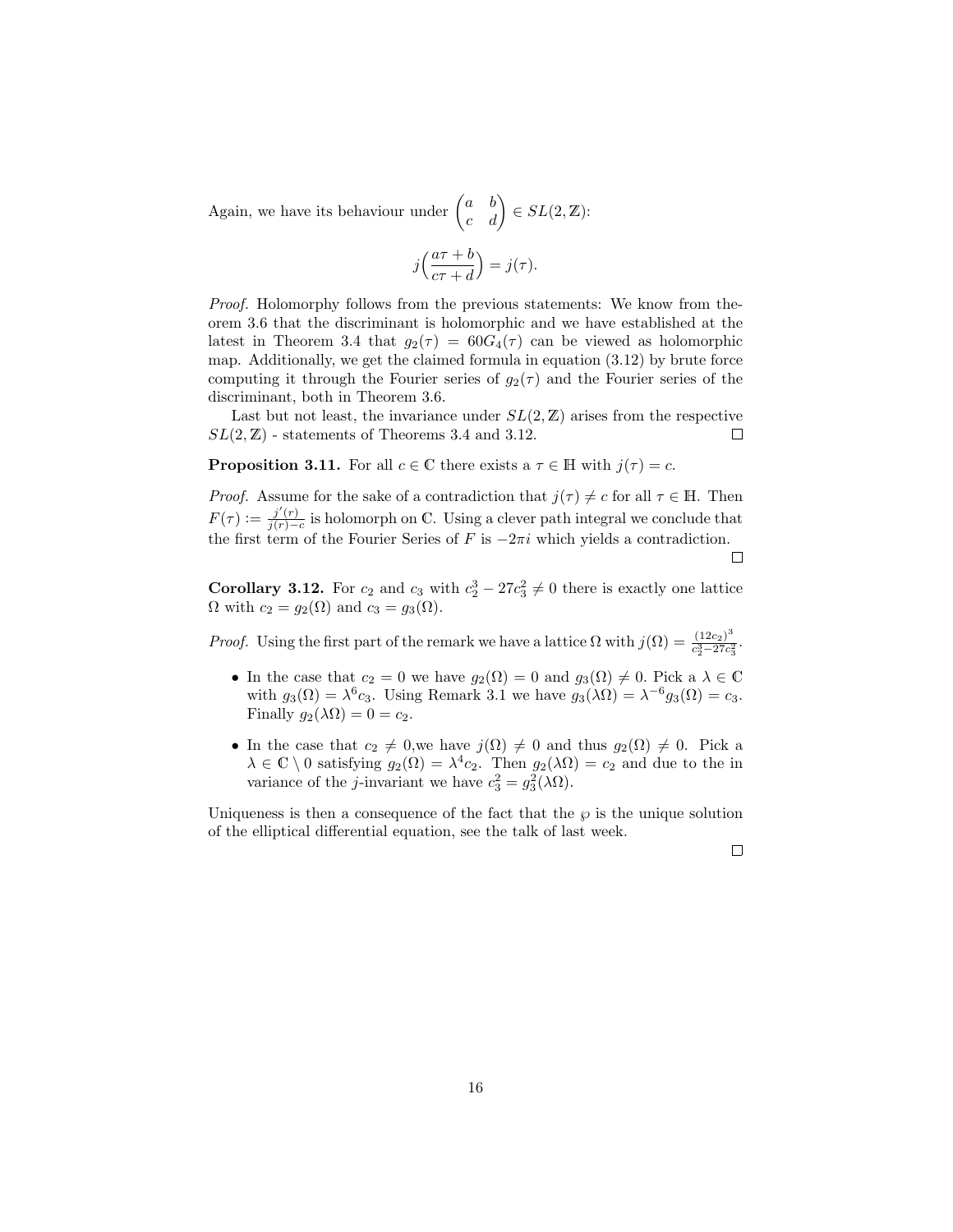Again, we have its behaviour under $\begin{pmatrix} a & b \\ c & d \end{pmatrix} \in SL(2,\mathbb{Z})$:

$$j\Big(\frac{a\tau + b}{c\tau + d}\Big) = j(\tau).$$

*Proof.* Holomorphy follows from the previous statements: We know from theorem 3.6 that the discriminant is holomorphic and we have established at the latest in Theorem 3.4 that $g_2(\tau) = 60G_4(\tau)$ can be viewed as holomorphic map. Additionally, we get the claimed formula in equation (3.12) by brute force computing it through the Fourier series of $g_2(\tau)$ and the Fourier series of the discriminant, both in Theorem 3.6.

Last but not least, the invariance under $SL(2,\mathbb{Z})$ arises from the respective $SL(2,\mathbb{Z})$ - statements of Theorems 3.4 and 3.12. $\square$

**Proposition 3.11.** For all $c \in \mathbb{C}$ there exists a $\tau \in \mathbb{H}$ with $j(\tau) = c$.

*Proof.* Assume for the sake of a contradiction that $j(\tau) \neq c$ for all $\tau \in \mathbb{H}$. Then $F(\tau) := \frac{j'(\tau)}{j(\tau) - c}$ is holomorph on $\mathbb{C}$. Using a clever path integral we conclude that the first term of the Fourier Series of $F$ is $-2\pi i$ which yields a contradiction. $\square$

**Corollary 3.12.** For $c_2$ and $c_3$ with $c_2^3 - 27c_3^2 \neq 0$ there is exactly one lattice $\Omega$ with $c_2 = g_2(\Omega)$ and $c_3 = g_3(\Omega)$.

*Proof.* Using the first part of the remark we have a lattice $\Omega$ with $j(\Omega) = \frac{(12c_2)^3}{c_2^3 - 27c_3^2}$.

- In the case that $c_2 = 0$ we have $g_2(\Omega) = 0$ and $g_3(\Omega) \neq 0$. Pick a $\lambda \in \mathbb{C}$ with $g_3(\Omega) = \lambda^6 c_3$. Using Remark 3.1 we have $g_3(\lambda\Omega) = \lambda^{-6} g_3(\Omega) = c_3$. Finally $g_2(\lambda\Omega) = 0 = c_2$.
- In the case that $c_2 \neq 0$,we have $j(\Omega) \neq 0$ and thus $g_2(\Omega) \neq 0$. Pick a $\lambda \in \mathbb{C} \setminus 0$ satisfying $g_2(\Omega) = \lambda^4 c_2$. Then $g_2(\lambda\Omega) = c_2$ and due to the in variance of the $j$-invariant we have $c_3^2 = g_3^2(\lambda\Omega)$.

Uniqueness is then a consequence of the fact that the $\wp$ is the unique solution of the elliptical differential equation, see the talk of last week. $\square$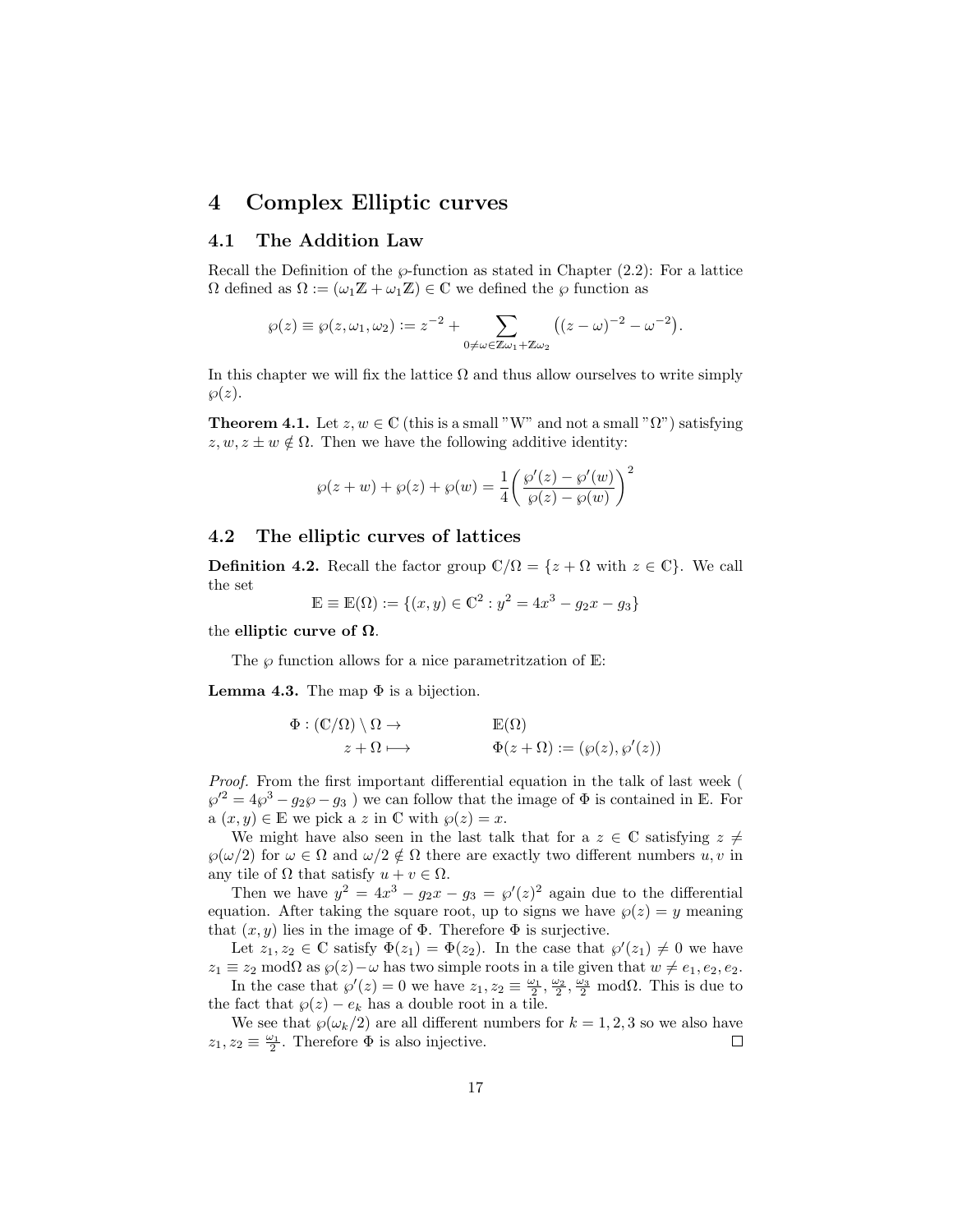# 4 Complex Elliptic curves

## 4.1 The Addition Law

Recall the Definition of the $\wp$-function as stated in Chapter (2.2): For a lattice $\Omega$ defined as $\Omega := (\omega_1\mathbb{Z} + \omega_1\mathbb{Z}) \in \mathbb{C}$ we defined the $\wp$ function as

$$\wp(z) \equiv \wp(z, \omega_1, \omega_2) := z^{-2} + \sum_{0 \neq \omega \in \mathbb{Z}\omega_1 + \mathbb{Z}\omega_2} \left( (z - \omega)^{-2} - \omega^{-2} \right).$$

In this chapter we will fix the lattice $\Omega$ and thus allow ourselves to write simply $\wp(z)$.

**Theorem 4.1.** Let $z, w \in \mathbb{C}$ (this is a small "W" and not a small "$\Omega$") satisfying $z, w, z \pm w \notin \Omega$. Then we have the following additive identity:

$$\wp(z + w) + \wp(z) + \wp(w) = \frac{1}{4} \left( \frac{\wp'(z) - \wp'(w)}{\wp(z) - \wp(w)} \right)^2$$

## 4.2 The elliptic curves of lattices

**Definition 4.2.** Recall the factor group $\mathbb{C}/\Omega = \{z + \Omega \text{ with } z \in \mathbb{C}\}$. We call the set

$$\mathbb{E} \equiv \mathbb{E}(\Omega) := \{(x, y) \in \mathbb{C}^2 : y^2 = 4x^3 - g_2 x - g_3\}$$

the **elliptic curve of $\Omega$**.

The $\wp$ function allows for a nice parametritzation of $\mathbb{E}$:

**Lemma 4.3.** The map $\Phi$ is a bijection.

$$\begin{aligned} \Phi : (\mathbb{C}/\Omega) \setminus \Omega \to & \qquad \mathbb{E}(\Omega) \\ z + \Omega \longmapsto & \qquad \Phi(z + \Omega) := (\wp(z), \wp'(z)) \end{aligned}$$

*Proof.* From the first important differential equation in the talk of last week ( $\wp'^2 = 4\wp^3 - g_2\wp - g_3$ ) we can follow that the image of $\Phi$ is contained in $\mathbb{E}$. For a $(x, y) \in \mathbb{E}$ we pick a $z$ in $\mathbb{C}$ with $\wp(z) = x$.

We might have also seen in the last talk that for a $z \in \mathbb{C}$ satisfying $z \neq \wp(\omega/2)$ for $\omega \in \Omega$ and $\omega/2 \notin \Omega$ there are exactly two different numbers $u, v$ in any tile of $\Omega$ that satisfy $u + v \in \Omega$.

Then we have $y^2 = 4x^3 - g_2 x - g_3 = \wp'(z)^2$ again due to the differential equation. After taking the square root, up to signs we have $\wp(z) = y$ meaning that $(x, y)$ lies in the image of $\Phi$. Therefore $\Phi$ is surjective.

Let $z_1, z_2 \in \mathbb{C}$ satisfy $\Phi(z_1) = \Phi(z_2)$. In the case that $\wp'(z_1) \neq 0$ we have $z_1 \equiv z_2 \bmod \Omega$ as $\wp(z) - \omega$ has two simple roots in a tile given that $w \neq e_1, e_2, e_2$.

In the case that $\wp'(z) = 0$ we have $z_1, z_2 \equiv \frac{\omega_1}{2}, \frac{\omega_2}{2}, \frac{\omega_3}{2} \bmod \Omega$. This is due to the fact that $\wp(z) - e_k$ has a double root in a tile.

We see that $\wp(\omega_k/2)$ are all different numbers for $k = 1, 2, 3$ so we also have $z_1, z_2 \equiv \frac{\omega_1}{2}$. Therefore $\Phi$ is also injective. $\square$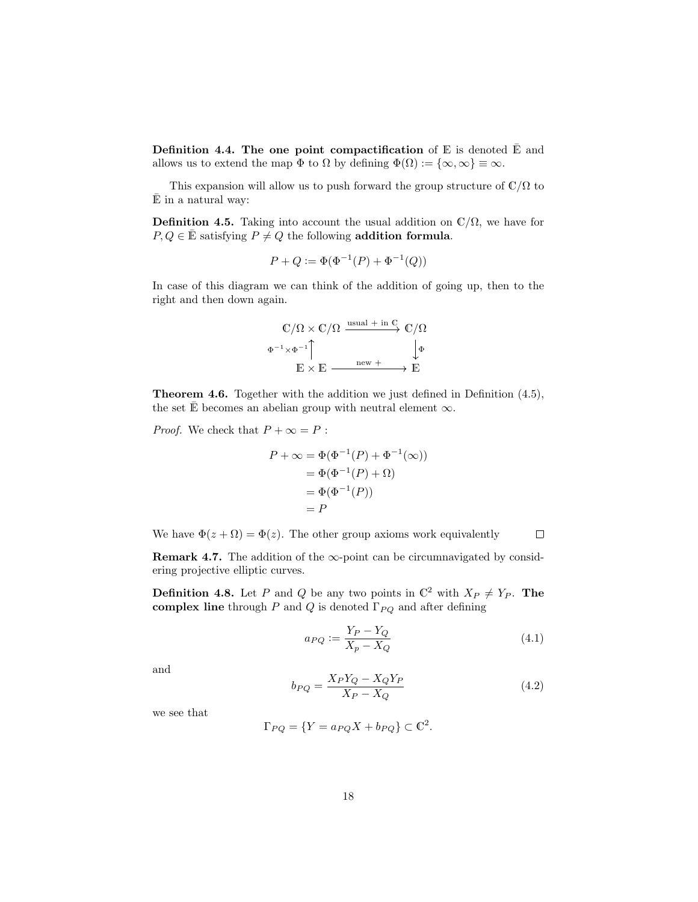**Definition 4.4. The one point compactification** of $\mathbb{E}$ is denoted $\bar{\mathbb{E}}$ and allows us to extend the map $\Phi$ to $\Omega$ by defining $\Phi(\Omega) := \{\infty, \infty\} \equiv \infty$.

This expansion will allow us to push forward the group structure of $\mathbb{C}/\Omega$ to $\bar{\mathbb{E}}$ in a natural way:

**Definition 4.5.** Taking into account the usual addition on $\mathbb{C}/\Omega$, we have for $P, Q \in \bar{\mathbb{E}}$ satisfying $P \neq Q$ the following **addition formula**.

$$P + Q := \Phi(\Phi^{-1}(P) + \Phi^{-1}(Q))$$

In case of this diagram we can think of the addition of going up, then to the right and then down again.

$$\begin{array}{ccc} \mathbb{C}/\Omega \times \mathbb{C}/\Omega & \xrightarrow{\text{usual + in } \mathbb{C}} & \mathbb{C}/\Omega \\ {\scriptstyle \Phi^{-1}\times\Phi^{-1}}\uparrow & & \downarrow{\scriptstyle \Phi} \\ \mathbb{E} \times \mathbb{E} & \xrightarrow{\text{new +}} & \mathbb{E} \end{array}$$

**Theorem 4.6.** Together with the addition we just defined in Definition (4.5), the set $\bar{\mathbb{E}}$ becomes an abelian group with neutral element $\infty$.

*Proof.* We check that $P + \infty = P$ :

$$\begin{aligned} P + \infty &= \Phi(\Phi^{-1}(P) + \Phi^{-1}(\infty)) \\ &= \Phi(\Phi^{-1}(P) + \Omega) \\ &= \Phi(\Phi^{-1}(P)) \\ &= P \end{aligned}$$

We have $\Phi(z + \Omega) = \Phi(z)$. The other group axioms work equivalently $\square$

**Remark 4.7.** The addition of the $\infty$-point can be circumnavigated by considering projective elliptic curves.

**Definition 4.8.** Let $P$ and $Q$ be any two points in $\mathbb{C}^2$ with $X_P \neq Y_P$. **The complex line** through $P$ and $Q$ is denoted $\Gamma_{PQ}$ and after defining

$$a_{PQ} := \frac{Y_P - Y_Q}{X_p - X_Q} \tag{4.1}$$

and

$$b_{PQ} = \frac{X_P Y_Q - X_Q Y_P}{X_P - X_Q} \tag{4.2}$$

we see that

$$\Gamma_{PQ} = \{Y = a_{PQ} X + b_{PQ}\} \subset \mathbb{C}^2.$$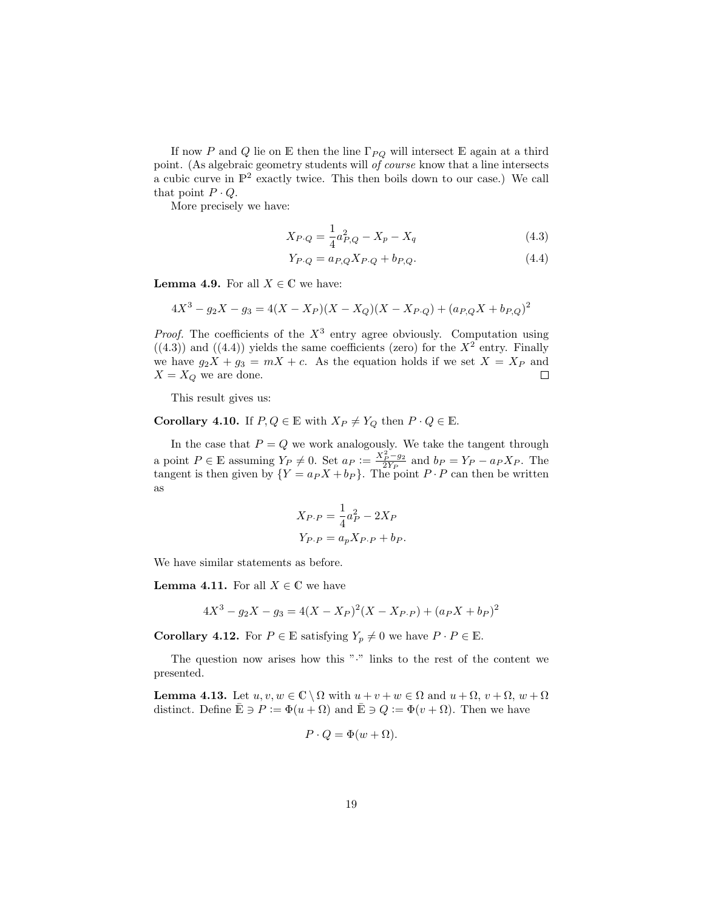If now $P$ and $Q$ lie on $\mathbb{E}$ then the line $\Gamma_{PQ}$ will intersect $\mathbb{E}$ again at a third point. (As algebraic geometry students will *of course* know that a line intersects a cubic curve in $\mathbb{P}^2$ exactly twice. This then boils down to our case.) We call that point $P \cdot Q$.

More precisely we have:

$$X_{P \cdot Q} = \frac{1}{4}a_{P,Q}^2 - X_p - X_q \tag{4.3}$$

$$Y_{P \cdot Q} = a_{P,Q}X_{P \cdot Q} + b_{P,Q}. \tag{4.4}$$

**Lemma 4.9.** For all $X \in \mathbb{C}$ we have:

$$4X^3 - g_2 X - g_3 = 4(X - X_P)(X - X_Q)(X - X_{P \cdot Q}) + (a_{P,Q}X + b_{P,Q})^2$$

*Proof.* The coefficients of the $X^3$ entry agree obviously. Computation using ((4.3)) and ((4.4)) yields the same coefficients (zero) for the $X^2$ entry. Finally we have $g_2 X + g_3 = mX + c$. As the equation holds if we set $X = X_P$ and $X = X_Q$ we are done. □

This result gives us:

**Corollary 4.10.** If $P, Q \in \mathbb{E}$ with $X_P \neq Y_Q$ then $P \cdot Q \in \mathbb{E}$.

In the case that $P = Q$ we work analogously. We take the tangent through a point $P \in \mathbb{E}$ assuming $Y_P \neq 0$. Set $a_P := \frac{X_P^2 - g_2}{2Y_P}$ and $b_P = Y_P - a_P X_P$. The tangent is then given by $\{Y = a_P X + b_P\}$. The point $P \cdot P$ can then be written as

$$X_{P \cdot P} = \frac{1}{4}a_P^2 - 2X_P$$
$$Y_{P \cdot P} = a_p X_{P \cdot P} + b_P.$$

We have similar statements as before.

**Lemma 4.11.** For all $X \in \mathbb{C}$ we have

$$4X^3 - g_2 X - g_3 = 4(X - X_P)^2(X - X_{P \cdot P}) + (a_P X + b_P)^2$$

**Corollary 4.12.** For $P \in \mathbb{E}$ satisfying $Y_p \neq 0$ we have $P \cdot P \in \mathbb{E}$.

The question now arises how this "$\cdot$" links to the rest of the content we presented.

**Lemma 4.13.** Let $u, v, w \in \mathbb{C} \setminus \Omega$ with $u + v + w \in \Omega$ and $u + \Omega$, $v + \Omega$, $w + \Omega$ distinct. Define $\bar{\mathbb{E}} \ni P := \Phi(u + \Omega)$ and $\bar{\mathbb{E}} \ni Q := \Phi(v + \Omega)$. Then we have

$$P \cdot Q = \Phi(w + \Omega).$$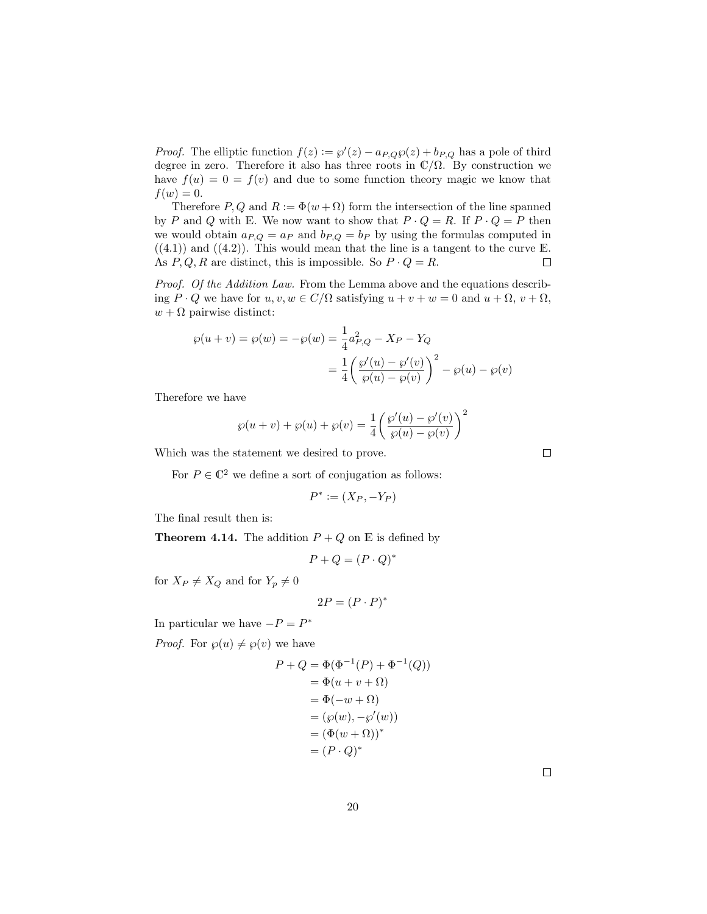*Proof.* The elliptic function $f(z) := \wp'(z) - a_{P,Q}\wp(z) + b_{P,Q}$ has a pole of third degree in zero. Therefore it also has three roots in $\mathbb{C}/\Omega$. By construction we have $f(u) = 0 = f(v)$ and due to some function theory magic we know that $f(w) = 0$.

Therefore $P, Q$ and $R := \Phi(w + \Omega)$ form the intersection of the line spanned by $P$ and $Q$ with $\mathbb{E}$. We now want to show that $P \cdot Q = R$. If $P \cdot Q = P$ then we would obtain $a_{P,Q} = a_P$ and $b_{P,Q} = b_P$ by using the formulas computed in ((4.1)) and ((4.2)). This would mean that the line is a tangent to the curve $\mathbb{E}$. As $P, Q, R$ are distinct, this is impossible. So $P \cdot Q = R$. ☐

*Proof. Of the Addition Law.* From the Lemma above and the equations describing $P \cdot Q$ we have for $u, v, w \in C/\Omega$ satisfying $u + v + w = 0$ and $u + \Omega$, $v + \Omega$, $w + \Omega$ pairwise distinct:

$$\wp(u+v) = \wp(w) = -\wp(w) = \frac{1}{4}a_{P,Q}^2 - X_P - Y_Q$$
$$= \frac{1}{4}\left(\frac{\wp'(u) - \wp'(v)}{\wp(u) - \wp(v)}\right)^2 - \wp(u) - \wp(v)$$

Therefore we have

$$\wp(u+v) + \wp(u) + \wp(v) = \frac{1}{4}\left(\frac{\wp'(u) - \wp'(v)}{\wp(u) - \wp(v)}\right)^2$$

Which was the statement we desired to prove. ☐

For $P \in \mathbb{C}^2$ we define a sort of conjugation as follows:

$$P^* := (X_P, -Y_P)$$

The final result then is:

**Theorem 4.14.** The addition $P + Q$ on $\mathbb{E}$ is defined by

$$P + Q = (P \cdot Q)^*$$

for $X_P \neq X_Q$ and for $Y_p \neq 0$

$$2P = (P \cdot P)^*$$

In particular we have $-P = P^*$

*Proof.* For $\wp(u) \neq \wp(v)$ we have

$$\begin{aligned} P + Q &= \Phi(\Phi^{-1}(P) + \Phi^{-1}(Q)) \\ &= \Phi(u + v + \Omega) \\ &= \Phi(-w + \Omega) \\ &= (\wp(w), -\wp'(w)) \\ &= (\Phi(w + \Omega))^* \\ &= (P \cdot Q)^* \end{aligned}$$

☐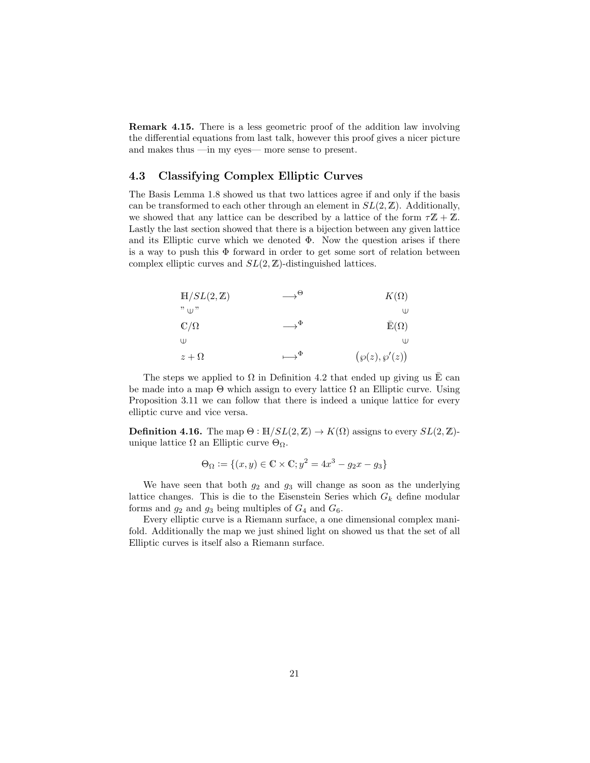**Remark 4.15.** There is a less geometric proof of the addition law involving the differential equations from last talk, however this proof gives a nicer picture and makes thus —in my eyes— more sense to present.

## 4.3 Classifying Complex Elliptic Curves

The Basis Lemma 1.8 showed us that two lattices agree if and only if the basis can be transformed to each other through an element in $SL(2, \mathbb{Z})$. Additionally, we showed that any lattice can be described by a lattice of the form $\tau\mathbb{Z} + \mathbb{Z}$. Lastly the last section showed that there is a bijection between any given lattice and its Elliptic curve which we denoted $\Phi$. Now the question arises if there is a way to push this $\Phi$ forward in order to get some sort of relation between complex elliptic curves and $SL(2, \mathbb{Z})$-distinguished lattices.

$$
\begin{array}{ccc}
\mathbb{H}/SL(2,\mathbb{Z}) & \longrightarrow^{\Theta} & K(\Omega) \\
\text{"}\uplus\text{"} & & \uplus \\
\mathbb{C}/\Omega & \longrightarrow^{\Phi} & \bar{\mathbb{E}}(\Omega) \\
\uplus & & \uplus \\
z + \Omega & \longmapsto^{\Phi} & \big(\wp(z), \wp'(z)\big)
\end{array}
$$

The steps we applied to $\Omega$ in Definition 4.2 that ended up giving us $\bar{\mathbb{E}}$ can be made into a map $\Theta$ which assign to every lattice $\Omega$ an Elliptic curve. Using Proposition 3.11 we can follow that there is indeed a unique lattice for every elliptic curve and vice versa.

**Definition 4.16.** The map $\Theta : \mathbb{H}/SL(2, \mathbb{Z}) \to K(\Omega)$ assigns to every $SL(2, \mathbb{Z})$-unique lattice $\Omega$ an Elliptic curve $\Theta_\Omega$.

$$\Theta_\Omega := \{(x, y) \in \mathbb{C} \times \mathbb{C}; y^2 = 4x^3 - g_2 x - g_3\}$$

We have seen that both $g_2$ and $g_3$ will change as soon as the underlying lattice changes. This is die to the Eisenstein Series which $G_k$ define modular forms and $g_2$ and $g_3$ being multiples of $G_4$ and $G_6$.

Every elliptic curve is a Riemann surface, a one dimensional complex manifold. Additionally the map we just shined light on showed us that the set of all Elliptic curves is itself also a Riemann surface.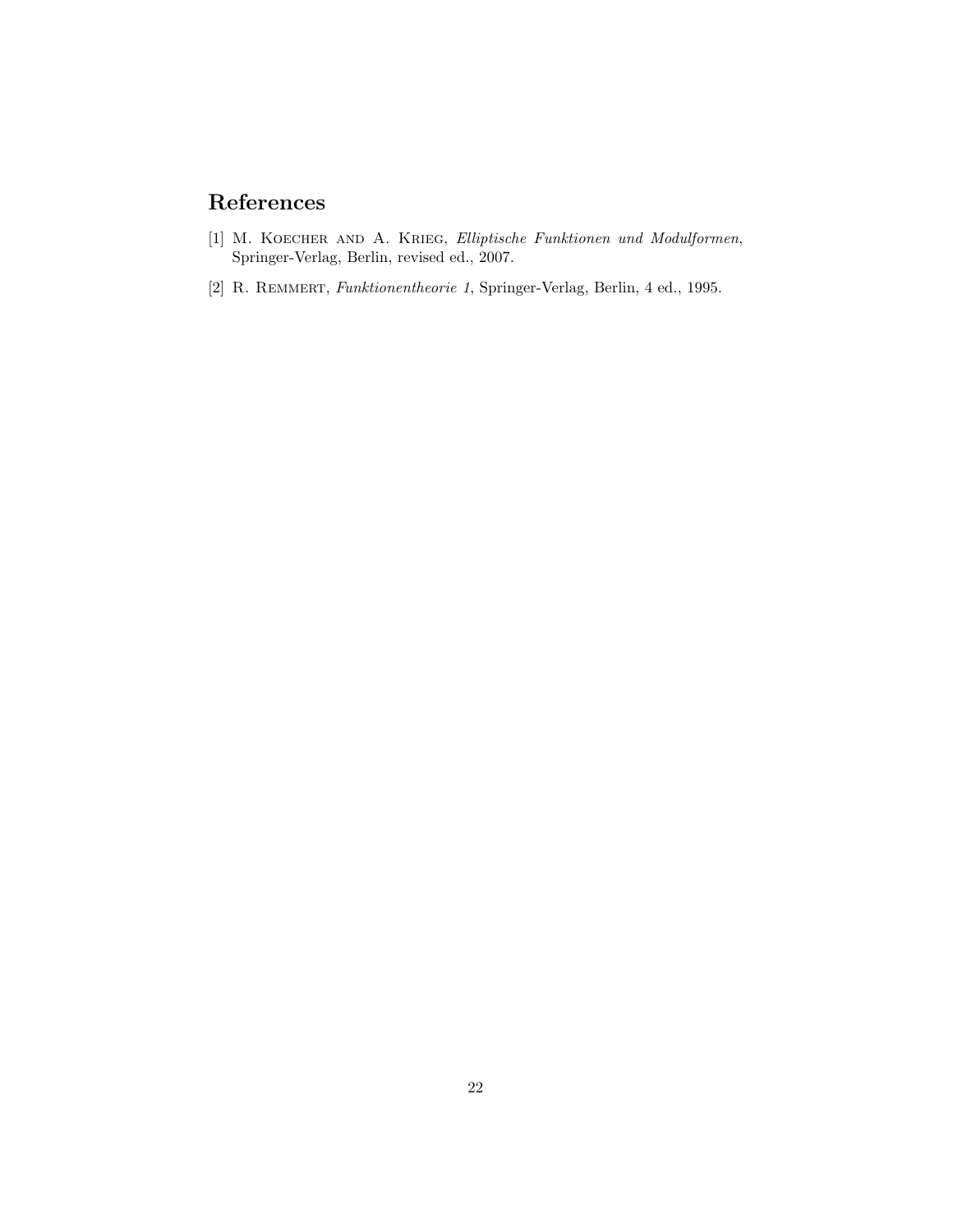## References

[1] M. Koecher and A. Krieg, *Elliptische Funktionen und Modulformen*, Springer-Verlag, Berlin, revised ed., 2007.

[2] R. Remmert, *Funktionentheorie 1*, Springer-Verlag, Berlin, 4 ed., 1995.